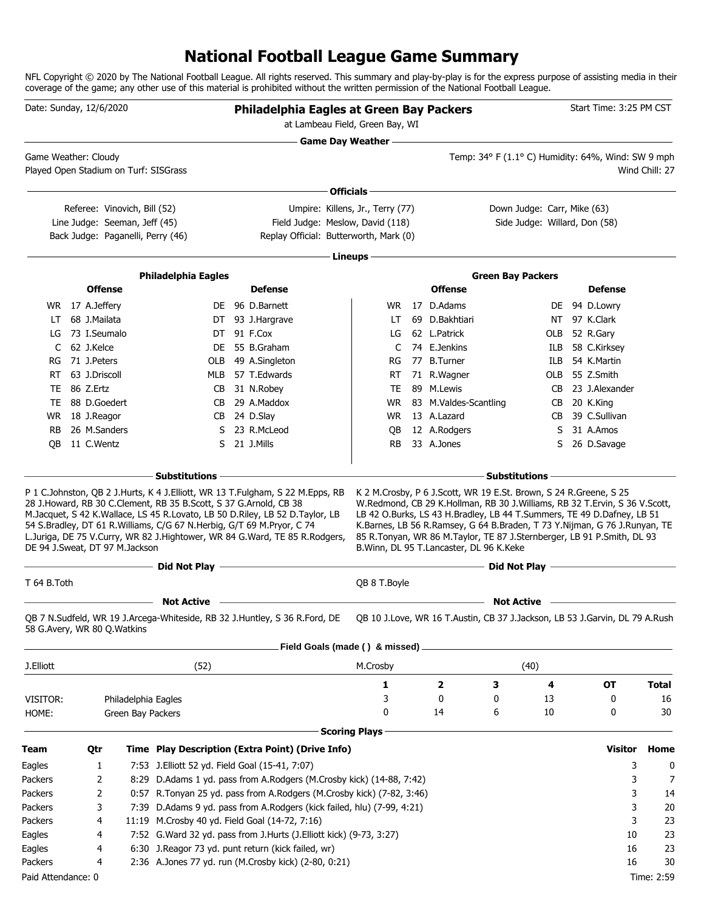# National Football League Game Summary

NFL Copyright © 2020 by The National Football League. All rights reserved. This summary and play-by-play is for the express purpose of assisting media in their coverage of the game; any other use of this material is prohibited without the written permission of the National Football League.

Date: Sunday, 12/6/2020

## Philadelphia Eagles at Green Bay Packers

at Lambeau Field, Green Bay, WI

Start Time: 3:25 PM CST

### Game Day Weather

Game Weather: Cloudy

Played Open Stadium on Turf: SISGrass

Temp: 34° F (1.1° C) Humidity: 64%, Wind: SW 9 mph

Wind Chill: 27

### Officials

Referee: Vinovich, Bill (52) | Umpire: Killens, Jr., Terry (77) | Down Judge: Carr, Mike (63)

Line Judge: Seeman, Jeff (45) | Field Judge: Meslow, David (118) | Side Judge: Willard, Don (58)

Back Judge: Paganelli, Perry (46) | Replay Official: Butterworth, Mark (0)

### Lineups

**Philadelphia Eagles**

| Offense | | | Defense | | |
|---|---|---|---|---|---|
| WR | 17 | A.Jeffery | DE | 96 | D.Barnett |
| LT | 68 | J.Mailata | DT | 93 | J.Hargrave |
| LG | 73 | I.Seumalo | DT | 91 | F.Cox |
| C | 62 | J.Kelce | DE | 55 | B.Graham |
| RG | 71 | J.Peters | OLB | 49 | A.Singleton |
| RT | 63 | J.Driscoll | MLB | 57 | T.Edwards |
| TE | 86 | Z.Ertz | CB | 31 | N.Robey |
| TE | 88 | D.Goedert | CB | 29 | A.Maddox |
| WR | 18 | J.Reagor | CB | 24 | D.Slay |
| RB | 26 | M.Sanders | S | 23 | R.McLeod |
| QB | 11 | C.Wentz | S | 21 | J.Mills |

**Green Bay Packers**

| Offense | | | Defense | | |
|---|---|---|---|---|---|
| WR | 17 | D.Adams | DE | 94 | D.Lowry |
| LT | 69 | D.Bakhtiari | NT | 97 | K.Clark |
| LG | 62 | L.Patrick | OLB | 52 | R.Gary |
| C | 74 | E.Jenkins | ILB | 58 | C.Kirksey |
| RG | 77 | B.Turner | ILB | 54 | K.Martin |
| RT | 71 | R.Wagner | OLB | 55 | Z.Smith |
| TE | 89 | M.Lewis | CB | 23 | J.Alexander |
| WR | 83 | M.Valdes-Scantling | CB | 20 | K.King |
| WR | 13 | A.Lazard | CB | 39 | C.Sullivan |
| QB | 12 | A.Rodgers | S | 31 | A.Amos |
| RB | 33 | A.Jones | S | 26 | D.Savage |

### Substitutions

**Philadelphia Eagles:** P 1 C.Johnston, QB 2 J.Hurts, K 4 J.Elliott, WR 13 T.Fulgham, S 22 M.Epps, RB 28 J.Howard, RB 30 C.Clement, RB 35 B.Scott, S 37 G.Arnold, CB 38 M.Jacquet, S 42 K.Wallace, LS 45 R.Lovato, LB 50 D.Riley, LB 52 D.Taylor, LB 54 S.Bradley, DT 61 R.Williams, C/G 67 N.Herbig, G/T 69 M.Pryor, C 74 L.Juriga, DE 75 V.Curry, WR 82 J.Hightower, WR 84 G.Ward, TE 85 R.Rodgers, DE 94 J.Sweat, DT 97 M.Jackson

**Green Bay Packers:** K 2 M.Crosby, P 6 J.Scott, WR 19 E.St. Brown, S 24 R.Greene, S 25 W.Redmond, CB 29 K.Hollman, RB 30 J.Williams, RB 32 T.Ervin, S 36 V.Scott, LB 42 O.Burks, LS 43 H.Bradley, LB 44 T.Summers, TE 49 D.Dafney, LB 51 K.Barnes, LB 56 R.Ramsey, G 64 B.Braden, T 73 Y.Nijman, G 76 J.Runyan, TE 85 R.Tonyan, WR 86 M.Taylor, TE 87 J.Sternberger, LB 91 P.Smith, DL 93 B.Winn, DL 95 T.Lancaster, DL 96 K.Keke

### Did Not Play

**Philadelphia Eagles:** T 64 B.Toth

**Green Bay Packers:** QB 8 T.Boyle

### Not Active

**Philadelphia Eagles:** QB 7 N.Sudfeld, WR 19 J.Arcega-Whiteside, RB 32 J.Huntley, S 36 R.Ford, DE 58 G.Avery, WR 80 Q.Watkins

**Green Bay Packers:** QB 10 J.Love, WR 16 T.Austin, CB 37 J.Jackson, LB 53 J.Garvin, DL 79 A.Rush

### Field Goals (made ( ) & missed)

J.Elliott (52)

M.Crosby (40)

| | | 1 | 2 | 3 | 4 | OT | Total |
|---|---|---|---|---|---|---|---|
| VISITOR: | Philadelphia Eagles | 3 | 0 | 0 | 13 | 0 | 16 |
| HOME: | Green Bay Packers | 0 | 14 | 6 | 10 | 0 | 30 |

### Scoring Plays

| Team | Qtr | Time | Play Description (Extra Point) (Drive Info) | Visitor | Home |
|---|---|---|---|---|---|
| Eagles | 1 | 7:53 | J.Elliott 52 yd. Field Goal (15-41, 7:07) | 3 | 0 |
| Packers | 2 | 8:29 | D.Adams 1 yd. pass from A.Rodgers (M.Crosby kick) (14-88, 7:42) | 3 | 7 |
| Packers | 2 | 0:57 | R.Tonyan 25 yd. pass from A.Rodgers (M.Crosby kick) (7-82, 3:46) | 3 | 14 |
| Packers | 3 | 7:39 | D.Adams 9 yd. pass from A.Rodgers (kick failed, hlu) (7-99, 4:21) | 3 | 20 |
| Packers | 4 | 11:19 | M.Crosby 40 yd. Field Goal (14-72, 7:16) | 3 | 23 |
| Eagles | 4 | 7:52 | G.Ward 32 yd. pass from J.Hurts (J.Elliott kick) (9-73, 3:27) | 10 | 23 |
| Eagles | 4 | 6:30 | J.Reagor 73 yd. punt return (kick failed, wr) | 16 | 23 |
| Packers | 4 | 2:36 | A.Jones 77 yd. run (M.Crosby kick) (2-80, 0:21) | 16 | 30 |

Paid Attendance: 0

Time: 2:59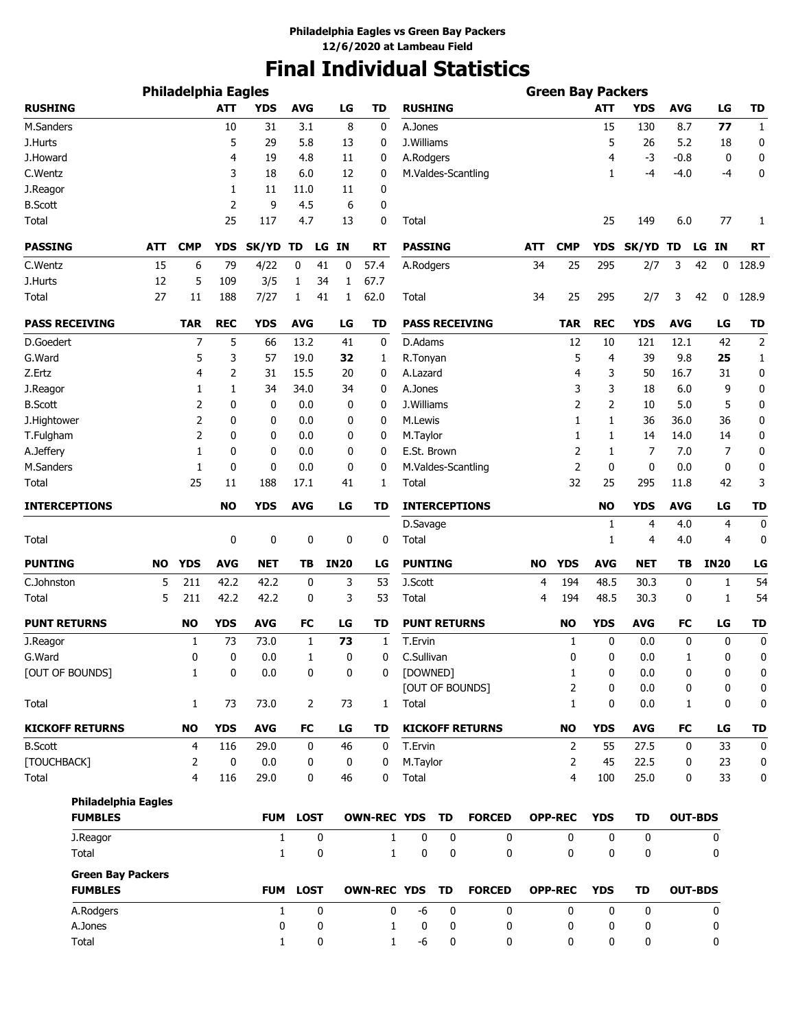**Philadelphia Eagles vs Green Bay Packers**
**12/6/2020 at Lambeau Field**

# Final Individual Statistics

## Philadelphia Eagles

| RUSHING | ATT | YDS | AVG | LG | TD |
|---|---|---|---|---|---|
| M.Sanders | 10 | 31 | 3.1 | 8 | 0 |
| J.Hurts | 5 | 29 | 5.8 | 13 | 0 |
| J.Howard | 4 | 19 | 4.8 | 11 | 0 |
| C.Wentz | 3 | 18 | 6.0 | 12 | 0 |
| J.Reagor | 1 | 11 | 11.0 | 11 | 0 |
| B.Scott | 2 | 9 | 4.5 | 6 | 0 |
| Total | 25 | 117 | 4.7 | 13 | 0 |

| PASSING | ATT | CMP | YDS | SK/YD | TD | LG | IN | RT |
|---|---|---|---|---|---|---|---|---|
| C.Wentz | 15 | 6 | 79 | 4/22 | 0 | 41 | 0 | 57.4 |
| J.Hurts | 12 | 5 | 109 | 3/5 | 1 | 34 | 1 | 67.7 |
| Total | 27 | 11 | 188 | 7/27 | 1 | 41 | 1 | 62.0 |

| PASS RECEIVING | TAR | REC | YDS | AVG | LG | TD |
|---|---|---|---|---|---|---|
| D.Goedert | 7 | 5 | 66 | 13.2 | 41 | 0 |
| G.Ward | 5 | 3 | 57 | 19.0 | **32** | 1 |
| Z.Ertz | 4 | 2 | 31 | 15.5 | 20 | 0 |
| J.Reagor | 1 | 1 | 34 | 34.0 | 34 | 0 |
| B.Scott | 2 | 0 | 0 | 0.0 | 0 | 0 |
| J.Hightower | 2 | 0 | 0 | 0.0 | 0 | 0 |
| T.Fulgham | 2 | 0 | 0 | 0.0 | 0 | 0 |
| A.Jeffery | 1 | 0 | 0 | 0.0 | 0 | 0 |
| M.Sanders | 1 | 0 | 0 | 0.0 | 0 | 0 |
| Total | 25 | 11 | 188 | 17.1 | 41 | 1 |

| INTERCEPTIONS | NO | YDS | AVG | LG | TD |
|---|---|---|---|---|---|
| Total | 0 | 0 | 0 | 0 | 0 |

| PUNTING | NO | YDS | AVG | NET | TB | IN20 | LG |
|---|---|---|---|---|---|---|---|
| C.Johnston | 5 | 211 | 42.2 | 42.2 | 0 | 3 | 53 |
| Total | 5 | 211 | 42.2 | 42.2 | 0 | 3 | 53 |

| PUNT RETURNS | NO | YDS | AVG | FC | LG | TD |
|---|---|---|---|---|---|---|
| J.Reagor | 1 | 73 | 73.0 | 1 | **73** | 1 |
| G.Ward | 0 | 0 | 0.0 | 1 | 0 | 0 |
| [OUT OF BOUNDS] | 1 | 0 | 0.0 | 0 | 0 | 0 |
| Total | 1 | 73 | 73.0 | 2 | 73 | 1 |

| KICKOFF RETURNS | NO | YDS | AVG | FC | LG | TD |
|---|---|---|---|---|---|---|
| B.Scott | 4 | 116 | 29.0 | 0 | 46 | 0 |
| [TOUCHBACK] | 2 | 0 | 0.0 | 0 | 0 | 0 |
| Total | 4 | 116 | 29.0 | 0 | 46 | 0 |

## Green Bay Packers

| RUSHING | ATT | YDS | AVG | LG | TD |
|---|---|---|---|---|---|
| A.Jones | 15 | 130 | 8.7 | **77** | 1 |
| J.Williams | 5 | 26 | 5.2 | 18 | 0 |
| A.Rodgers | 4 | -3 | -0.8 | 0 | 0 |
| M.Valdes-Scantling | 1 | -4 | -4.0 | -4 | 0 |
| Total | 25 | 149 | 6.0 | 77 | 1 |

| PASSING | ATT | CMP | YDS | SK/YD | TD | LG | IN | RT |
|---|---|---|---|---|---|---|---|---|
| A.Rodgers | 34 | 25 | 295 | 2/7 | 3 | 42 | 0 | 128.9 |
| Total | 34 | 25 | 295 | 2/7 | 3 | 42 | 0 | 128.9 |

| PASS RECEIVING | TAR | REC | YDS | AVG | LG | TD |
|---|---|---|---|---|---|---|
| D.Adams | 12 | 10 | 121 | 12.1 | 42 | 2 |
| R.Tonyan | 5 | 4 | 39 | 9.8 | **25** | 1 |
| A.Lazard | 4 | 3 | 50 | 16.7 | 31 | 0 |
| A.Jones | 3 | 3 | 18 | 6.0 | 9 | 0 |
| J.Williams | 2 | 2 | 10 | 5.0 | 5 | 0 |
| M.Lewis | 1 | 1 | 36 | 36.0 | 36 | 0 |
| M.Taylor | 1 | 1 | 14 | 14.0 | 14 | 0 |
| E.St. Brown | 2 | 1 | 7 | 7.0 | 7 | 0 |
| M.Valdes-Scantling | 2 | 0 | 0 | 0.0 | 0 | 0 |
| Total | 32 | 25 | 295 | 11.8 | 42 | 3 |

| INTERCEPTIONS | NO | YDS | AVG | LG | TD |
|---|---|---|---|---|---|
| D.Savage | 1 | 4 | 4.0 | 4 | 0 |
| Total | 1 | 4 | 4.0 | 4 | 0 |

| PUNTING | NO | YDS | AVG | NET | TB | IN20 | LG |
|---|---|---|---|---|---|---|---|
| J.Scott | 4 | 194 | 48.5 | 30.3 | 0 | 1 | 54 |
| Total | 4 | 194 | 48.5 | 30.3 | 0 | 1 | 54 |

| PUNT RETURNS | NO | YDS | AVG | FC | LG | TD |
|---|---|---|---|---|---|---|
| T.Ervin | 1 | 0 | 0.0 | 0 | 0 | 0 |
| C.Sullivan | 0 | 0 | 0.0 | 1 | 0 | 0 |
| [DOWNED] | 1 | 0 | 0.0 | 0 | 0 | 0 |
| [OUT OF BOUNDS] | 2 | 0 | 0.0 | 0 | 0 | 0 |
| Total | 1 | 0 | 0.0 | 1 | 0 | 0 |

| KICKOFF RETURNS | NO | YDS | AVG | FC | LG | TD |
|---|---|---|---|---|---|---|
| T.Ervin | 2 | 55 | 27.5 | 0 | 33 | 0 |
| M.Taylor | 2 | 45 | 22.5 | 0 | 23 | 0 |
| Total | 4 | 100 | 25.0 | 0 | 33 | 0 |

## Philadelphia Eagles

| FUMBLES | FUM | LOST | OWN-REC | YDS | TD | FORCED | OPP-REC | YDS | TD | OUT-BDS |
|---|---|---|---|---|---|---|---|---|---|---|
| J.Reagor | 1 | 0 | 1 | 0 | 0 | 0 | 0 | 0 | 0 | 0 |
| Total | 1 | 0 | 1 | 0 | 0 | 0 | 0 | 0 | 0 | 0 |

## Green Bay Packers

| FUMBLES | FUM | LOST | OWN-REC | YDS | TD | FORCED | OPP-REC | YDS | TD | OUT-BDS |
|---|---|---|---|---|---|---|---|---|---|---|
| A.Rodgers | 1 | 0 | 0 | -6 | 0 | 0 | 0 | 0 | 0 | 0 |
| A.Jones | 0 | 0 | 1 | 0 | 0 | 0 | 0 | 0 | 0 | 0 |
| Total | 1 | 0 | 1 | -6 | 0 | 0 | 0 | 0 | 0 | 0 |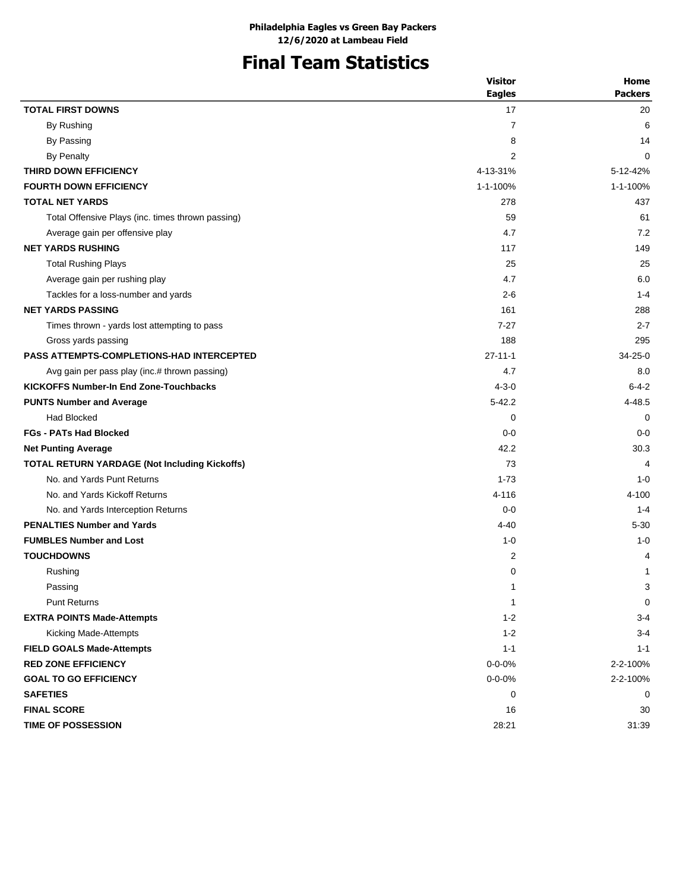**Philadelphia Eagles vs Green Bay Packers**
**12/6/2020 at Lambeau Field**

# Final Team Statistics

| | Visitor Eagles | Home Packers |
|---|---|---|
| **TOTAL FIRST DOWNS** | 17 | 20 |
| By Rushing | 7 | 6 |
| By Passing | 8 | 14 |
| By Penalty | 2 | 0 |
| **THIRD DOWN EFFICIENCY** | 4-13-31% | 5-12-42% |
| **FOURTH DOWN EFFICIENCY** | 1-1-100% | 1-1-100% |
| **TOTAL NET YARDS** | 278 | 437 |
| Total Offensive Plays (inc. times thrown passing) | 59 | 61 |
| Average gain per offensive play | 4.7 | 7.2 |
| **NET YARDS RUSHING** | 117 | 149 |
| Total Rushing Plays | 25 | 25 |
| Average gain per rushing play | 4.7 | 6.0 |
| Tackles for a loss-number and yards | 2-6 | 1-4 |
| **NET YARDS PASSING** | 161 | 288 |
| Times thrown - yards lost attempting to pass | 7-27 | 2-7 |
| Gross yards passing | 188 | 295 |
| **PASS ATTEMPTS-COMPLETIONS-HAD INTERCEPTED** | 27-11-1 | 34-25-0 |
| Avg gain per pass play (inc.# thrown passing) | 4.7 | 8.0 |
| **KICKOFFS Number-In End Zone-Touchbacks** | 4-3-0 | 6-4-2 |
| **PUNTS Number and Average** | 5-42.2 | 4-48.5 |
| Had Blocked | 0 | 0 |
| **FGs - PATs Had Blocked** | 0-0 | 0-0 |
| **Net Punting Average** | 42.2 | 30.3 |
| **TOTAL RETURN YARDAGE (Not Including Kickoffs)** | 73 | 4 |
| No. and Yards Punt Returns | 1-73 | 1-0 |
| No. and Yards Kickoff Returns | 4-116 | 4-100 |
| No. and Yards Interception Returns | 0-0 | 1-4 |
| **PENALTIES Number and Yards** | 4-40 | 5-30 |
| **FUMBLES Number and Lost** | 1-0 | 1-0 |
| **TOUCHDOWNS** | 2 | 4 |
| Rushing | 0 | 1 |
| Passing | 1 | 3 |
| Punt Returns | 1 | 0 |
| **EXTRA POINTS Made-Attempts** | 1-2 | 3-4 |
| Kicking Made-Attempts | 1-2 | 3-4 |
| **FIELD GOALS Made-Attempts** | 1-1 | 1-1 |
| **RED ZONE EFFICIENCY** | 0-0-0% | 2-2-100% |
| **GOAL TO GO EFFICIENCY** | 0-0-0% | 2-2-100% |
| **SAFETIES** | 0 | 0 |
| **FINAL SCORE** | 16 | 30 |
| **TIME OF POSSESSION** | 28:21 | 31:39 |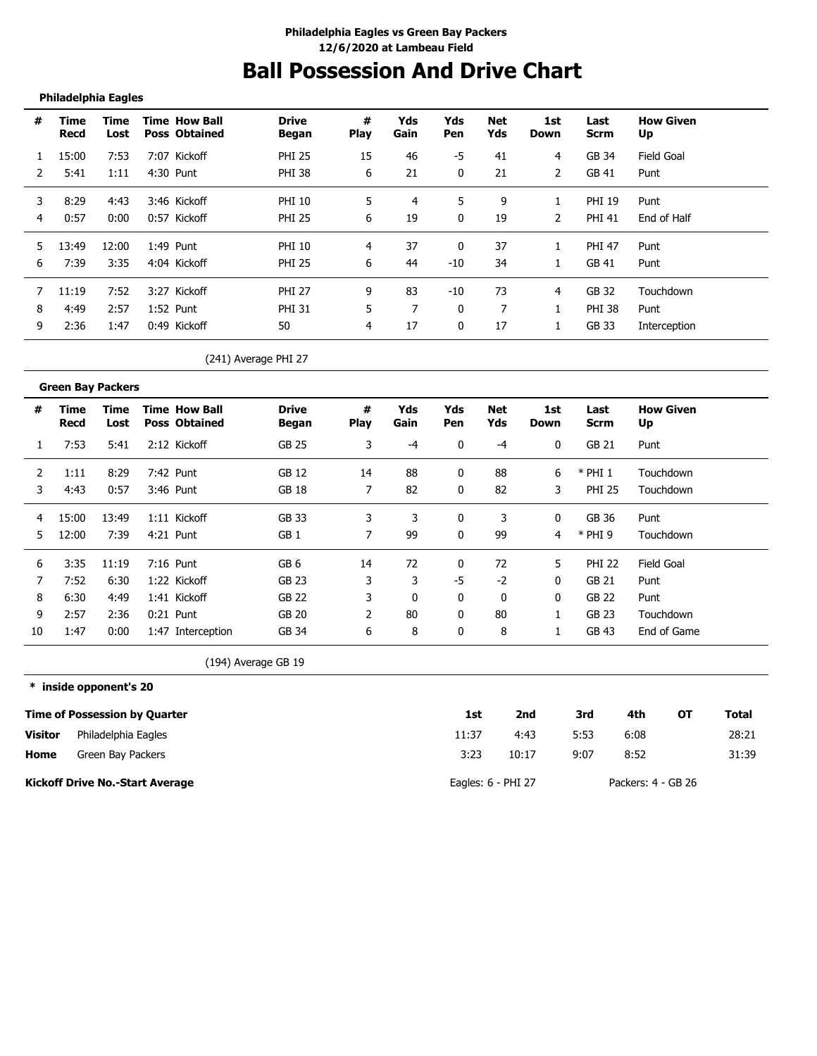**Philadelphia Eagles vs Green Bay Packers**
**12/6/2020 at Lambeau Field**

# Ball Possession And Drive Chart

**Philadelphia Eagles**

| # | Time Recd | Time Lost | Time Poss | How Ball Obtained | Drive Began | # Play | Yds Gain | Yds Pen | Net Yds | 1st Down | Last Scrm | How Given Up |
|---|---|---|---|---|---|---|---|---|---|---|---|---|
| 1 | 15:00 | 7:53 | 7:07 | Kickoff | PHI 25 | 15 | 46 | -5 | 41 | 4 | GB 34 | Field Goal |
| 2 | 5:41 | 1:11 | 4:30 | Punt | PHI 38 | 6 | 21 | 0 | 21 | 2 | GB 41 | Punt |
| 3 | 8:29 | 4:43 | 3:46 | Kickoff | PHI 10 | 5 | 4 | 5 | 9 | 1 | PHI 19 | Punt |
| 4 | 0:57 | 0:00 | 0:57 | Kickoff | PHI 25 | 6 | 19 | 0 | 19 | 2 | PHI 41 | End of Half |
| 5 | 13:49 | 12:00 | 1:49 | Punt | PHI 10 | 4 | 37 | 0 | 37 | 1 | PHI 47 | Punt |
| 6 | 7:39 | 3:35 | 4:04 | Kickoff | PHI 25 | 6 | 44 | -10 | 34 | 1 | GB 41 | Punt |
| 7 | 11:19 | 7:52 | 3:27 | Kickoff | PHI 27 | 9 | 83 | -10 | 73 | 4 | GB 32 | Touchdown |
| 8 | 4:49 | 2:57 | 1:52 | Punt | PHI 31 | 5 | 7 | 0 | 7 | 1 | PHI 38 | Punt |
| 9 | 2:36 | 1:47 | 0:49 | Kickoff | 50 | 4 | 17 | 0 | 17 | 1 | GB 33 | Interception |

(241) Average PHI 27

**Green Bay Packers**

| # | Time Recd | Time Lost | Time Poss | How Ball Obtained | Drive Began | # Play | Yds Gain | Yds Pen | Net Yds | 1st Down | Last Scrm | How Given Up |
|---|---|---|---|---|---|---|---|---|---|---|---|---|
| 1 | 7:53 | 5:41 | 2:12 | Kickoff | GB 25 | 3 | -4 | 0 | -4 | 0 | GB 21 | Punt |
| 2 | 1:11 | 8:29 | 7:42 | Punt | GB 12 | 14 | 88 | 0 | 88 | 6 | * PHI 1 | Touchdown |
| 3 | 4:43 | 0:57 | 3:46 | Punt | GB 18 | 7 | 82 | 0 | 82 | 3 | PHI 25 | Touchdown |
| 4 | 15:00 | 13:49 | 1:11 | Kickoff | GB 33 | 3 | 3 | 0 | 3 | 0 | GB 36 | Punt |
| 5 | 12:00 | 7:39 | 4:21 | Punt | GB 1 | 7 | 99 | 0 | 99 | 4 | * PHI 9 | Touchdown |
| 6 | 3:35 | 11:19 | 7:16 | Punt | GB 6 | 14 | 72 | 0 | 72 | 5 | PHI 22 | Field Goal |
| 7 | 7:52 | 6:30 | 1:22 | Kickoff | GB 23 | 3 | 3 | -5 | -2 | 0 | GB 21 | Punt |
| 8 | 6:30 | 4:49 | 1:41 | Kickoff | GB 22 | 3 | 0 | 0 | 0 | 0 | GB 22 | Punt |
| 9 | 2:57 | 2:36 | 0:21 | Punt | GB 20 | 2 | 80 | 0 | 80 | 1 | GB 23 | Touchdown |
| 10 | 1:47 | 0:00 | 1:47 | Interception | GB 34 | 6 | 8 | 0 | 8 | 1 | GB 43 | End of Game |

(194) Average GB 19

**\* inside opponent's 20**

| Time of Possession by Quarter | | 1st | 2nd | 3rd | 4th | OT | Total |
|---|---|---|---|---|---|---|---|
| **Visitor** | Philadelphia Eagles | 11:37 | 4:43 | 5:53 | 6:08 | | 28:21 |
| **Home** | Green Bay Packers | 3:23 | 10:17 | 9:07 | 8:52 | | 31:39 |

**Kickoff Drive No.-Start Average** — Eagles: 6 - PHI 27 — Packers: 4 - GB 26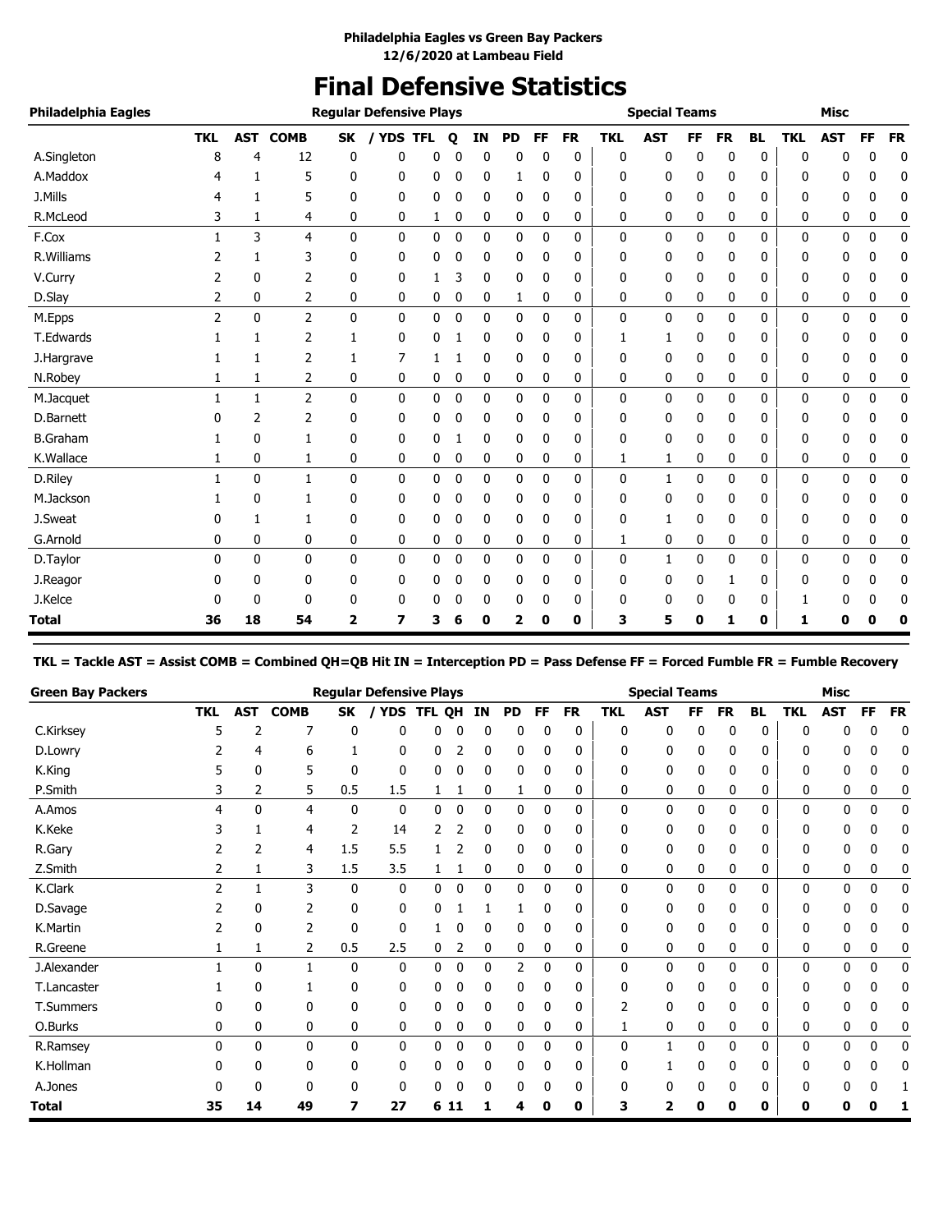**Philadelphia Eagles vs Green Bay Packers**
**12/6/2020 at Lambeau Field**

# Final Defensive Statistics

| Philadelphia Eagles | Regular Defensive Plays | | | | | | | | | | | Special Teams | | | | | | Misc | | | |
|---|---|---|---|---|---|---|---|---|---|---|---|---|---|---|---|---|---|---|---|---|---|
| | TKL | AST | COMB | SK | / YDS | TFL | Q | IN | PD | FF | FR | TKL | AST | FF | FR | BL | TKL | AST | FF | FR |
| A.Singleton | 8 | 4 | 12 | 0 | 0 | 0 | 0 | 0 | 0 | 0 | 0 | 0 | 0 | 0 | 0 | 0 | 0 | 0 | 0 | 0 |
| A.Maddox | 4 | 1 | 5 | 0 | 0 | 0 | 0 | 0 | 1 | 0 | 0 | 0 | 0 | 0 | 0 | 0 | 0 | 0 | 0 | 0 |
| J.Mills | 4 | 1 | 5 | 0 | 0 | 0 | 0 | 0 | 0 | 0 | 0 | 0 | 0 | 0 | 0 | 0 | 0 | 0 | 0 | 0 |
| R.McLeod | 3 | 1 | 4 | 0 | 0 | 1 | 0 | 0 | 0 | 0 | 0 | 0 | 0 | 0 | 0 | 0 | 0 | 0 | 0 | 0 |
| F.Cox | 1 | 3 | 4 | 0 | 0 | 0 | 0 | 0 | 0 | 0 | 0 | 0 | 0 | 0 | 0 | 0 | 0 | 0 | 0 | 0 |
| R.Williams | 2 | 1 | 3 | 0 | 0 | 0 | 0 | 0 | 0 | 0 | 0 | 0 | 0 | 0 | 0 | 0 | 0 | 0 | 0 | 0 |
| V.Curry | 2 | 0 | 2 | 0 | 0 | 1 | 3 | 0 | 0 | 0 | 0 | 0 | 0 | 0 | 0 | 0 | 0 | 0 | 0 | 0 |
| D.Slay | 2 | 0 | 2 | 0 | 0 | 0 | 0 | 0 | 1 | 0 | 0 | 0 | 0 | 0 | 0 | 0 | 0 | 0 | 0 | 0 |
| M.Epps | 2 | 0 | 2 | 0 | 0 | 0 | 0 | 0 | 0 | 0 | 0 | 0 | 0 | 0 | 0 | 0 | 0 | 0 | 0 | 0 |
| T.Edwards | 1 | 1 | 2 | 1 | 0 | 0 | 1 | 0 | 0 | 0 | 0 | 1 | 1 | 0 | 0 | 0 | 0 | 0 | 0 | 0 |
| J.Hargrave | 1 | 1 | 2 | 1 | 7 | 1 | 1 | 0 | 0 | 0 | 0 | 0 | 0 | 0 | 0 | 0 | 0 | 0 | 0 | 0 |
| N.Robey | 1 | 1 | 2 | 0 | 0 | 0 | 0 | 0 | 0 | 0 | 0 | 0 | 0 | 0 | 0 | 0 | 0 | 0 | 0 | 0 |
| M.Jacquet | 1 | 1 | 2 | 0 | 0 | 0 | 0 | 0 | 0 | 0 | 0 | 0 | 0 | 0 | 0 | 0 | 0 | 0 | 0 | 0 |
| D.Barnett | 0 | 2 | 2 | 0 | 0 | 0 | 0 | 0 | 0 | 0 | 0 | 0 | 0 | 0 | 0 | 0 | 0 | 0 | 0 | 0 |
| B.Graham | 1 | 0 | 1 | 0 | 0 | 0 | 1 | 0 | 0 | 0 | 0 | 0 | 0 | 0 | 0 | 0 | 0 | 0 | 0 | 0 |
| K.Wallace | 1 | 0 | 1 | 0 | 0 | 0 | 0 | 0 | 0 | 0 | 0 | 1 | 1 | 0 | 0 | 0 | 0 | 0 | 0 | 0 |
| D.Riley | 1 | 0 | 1 | 0 | 0 | 0 | 0 | 0 | 0 | 0 | 0 | 0 | 1 | 0 | 0 | 0 | 0 | 0 | 0 | 0 |
| M.Jackson | 1 | 0 | 1 | 0 | 0 | 0 | 0 | 0 | 0 | 0 | 0 | 0 | 0 | 0 | 0 | 0 | 0 | 0 | 0 | 0 |
| J.Sweat | 0 | 1 | 1 | 0 | 0 | 0 | 0 | 0 | 0 | 0 | 0 | 0 | 1 | 0 | 0 | 0 | 0 | 0 | 0 | 0 |
| G.Arnold | 0 | 0 | 0 | 0 | 0 | 0 | 0 | 0 | 0 | 0 | 0 | 1 | 0 | 0 | 0 | 0 | 0 | 0 | 0 | 0 |
| D.Taylor | 0 | 0 | 0 | 0 | 0 | 0 | 0 | 0 | 0 | 0 | 0 | 0 | 1 | 0 | 0 | 0 | 0 | 0 | 0 | 0 |
| J.Reagor | 0 | 0 | 0 | 0 | 0 | 0 | 0 | 0 | 0 | 0 | 0 | 0 | 0 | 0 | 1 | 0 | 0 | 0 | 0 | 0 |
| J.Kelce | 0 | 0 | 0 | 0 | 0 | 0 | 0 | 0 | 0 | 0 | 0 | 0 | 0 | 0 | 0 | 0 | 1 | 0 | 0 | 0 |
| **Total** | **36** | **18** | **54** | **2** | **7** | **3** | **6** | **0** | **2** | **0** | **0** | **3** | **5** | **0** | **1** | **0** | **1** | **0** | **0** | **0** |

**TKL = Tackle AST = Assist COMB = Combined QH=QB Hit IN = Interception PD = Pass Defense FF = Forced Fumble FR = Fumble Recovery**

| Green Bay Packers | Regular Defensive Plays | | | | | | | | | | | Special Teams | | | | | | Misc | | | |
|---|---|---|---|---|---|---|---|---|---|---|---|---|---|---|---|---|---|---|---|---|---|
| | TKL | AST | COMB | SK | / YDS | TFL | QH | IN | PD | FF | FR | TKL | AST | FF | FR | BL | TKL | AST | FF | FR |
| C.Kirksey | 5 | 2 | 7 | 0 | 0 | 0 | 0 | 0 | 0 | 0 | 0 | 0 | 0 | 0 | 0 | 0 | 0 | 0 | 0 | 0 |
| D.Lowry | 2 | 4 | 6 | 1 | 0 | 0 | 2 | 0 | 0 | 0 | 0 | 0 | 0 | 0 | 0 | 0 | 0 | 0 | 0 | 0 |
| K.King | 5 | 0 | 5 | 0 | 0 | 0 | 0 | 0 | 0 | 0 | 0 | 0 | 0 | 0 | 0 | 0 | 0 | 0 | 0 | 0 |
| P.Smith | 3 | 2 | 5 | 0.5 | 1.5 | 1 | 1 | 0 | 1 | 0 | 0 | 0 | 0 | 0 | 0 | 0 | 0 | 0 | 0 | 0 |
| A.Amos | 4 | 0 | 4 | 0 | 0 | 0 | 0 | 0 | 0 | 0 | 0 | 0 | 0 | 0 | 0 | 0 | 0 | 0 | 0 | 0 |
| K.Keke | 3 | 1 | 4 | 2 | 14 | 2 | 2 | 0 | 0 | 0 | 0 | 0 | 0 | 0 | 0 | 0 | 0 | 0 | 0 | 0 |
| R.Gary | 2 | 2 | 4 | 1.5 | 5.5 | 1 | 2 | 0 | 0 | 0 | 0 | 0 | 0 | 0 | 0 | 0 | 0 | 0 | 0 | 0 |
| Z.Smith | 2 | 1 | 3 | 1.5 | 3.5 | 1 | 1 | 0 | 0 | 0 | 0 | 0 | 0 | 0 | 0 | 0 | 0 | 0 | 0 | 0 |
| K.Clark | 2 | 1 | 3 | 0 | 0 | 0 | 0 | 0 | 0 | 0 | 0 | 0 | 0 | 0 | 0 | 0 | 0 | 0 | 0 | 0 |
| D.Savage | 2 | 0 | 2 | 0 | 0 | 0 | 1 | 1 | 1 | 0 | 0 | 0 | 0 | 0 | 0 | 0 | 0 | 0 | 0 | 0 |
| K.Martin | 2 | 0 | 2 | 0 | 0 | 1 | 0 | 0 | 0 | 0 | 0 | 0 | 0 | 0 | 0 | 0 | 0 | 0 | 0 | 0 |
| R.Greene | 1 | 1 | 2 | 0.5 | 2.5 | 0 | 2 | 0 | 0 | 0 | 0 | 0 | 0 | 0 | 0 | 0 | 0 | 0 | 0 | 0 |
| J.Alexander | 1 | 0 | 1 | 0 | 0 | 0 | 0 | 0 | 2 | 0 | 0 | 0 | 0 | 0 | 0 | 0 | 0 | 0 | 0 | 0 |
| T.Lancaster | 1 | 0 | 1 | 0 | 0 | 0 | 0 | 0 | 0 | 0 | 0 | 0 | 0 | 0 | 0 | 0 | 0 | 0 | 0 | 0 |
| T.Summers | 0 | 0 | 0 | 0 | 0 | 0 | 0 | 0 | 0 | 0 | 0 | 2 | 0 | 0 | 0 | 0 | 0 | 0 | 0 | 0 |
| O.Burks | 0 | 0 | 0 | 0 | 0 | 0 | 0 | 0 | 0 | 0 | 0 | 1 | 0 | 0 | 0 | 0 | 0 | 0 | 0 | 0 |
| R.Ramsey | 0 | 0 | 0 | 0 | 0 | 0 | 0 | 0 | 0 | 0 | 0 | 0 | 1 | 0 | 0 | 0 | 0 | 0 | 0 | 0 |
| K.Hollman | 0 | 0 | 0 | 0 | 0 | 0 | 0 | 0 | 0 | 0 | 0 | 0 | 1 | 0 | 0 | 0 | 0 | 0 | 0 | 0 |
| A.Jones | 0 | 0 | 0 | 0 | 0 | 0 | 0 | 0 | 0 | 0 | 0 | 0 | 0 | 0 | 0 | 0 | 0 | 0 | 0 | 1 |
| **Total** | **35** | **14** | **49** | **7** | **27** | **6** | **11** | **1** | **4** | **0** | **0** | **3** | **2** | **0** | **0** | **0** | **0** | **0** | **0** | **1** |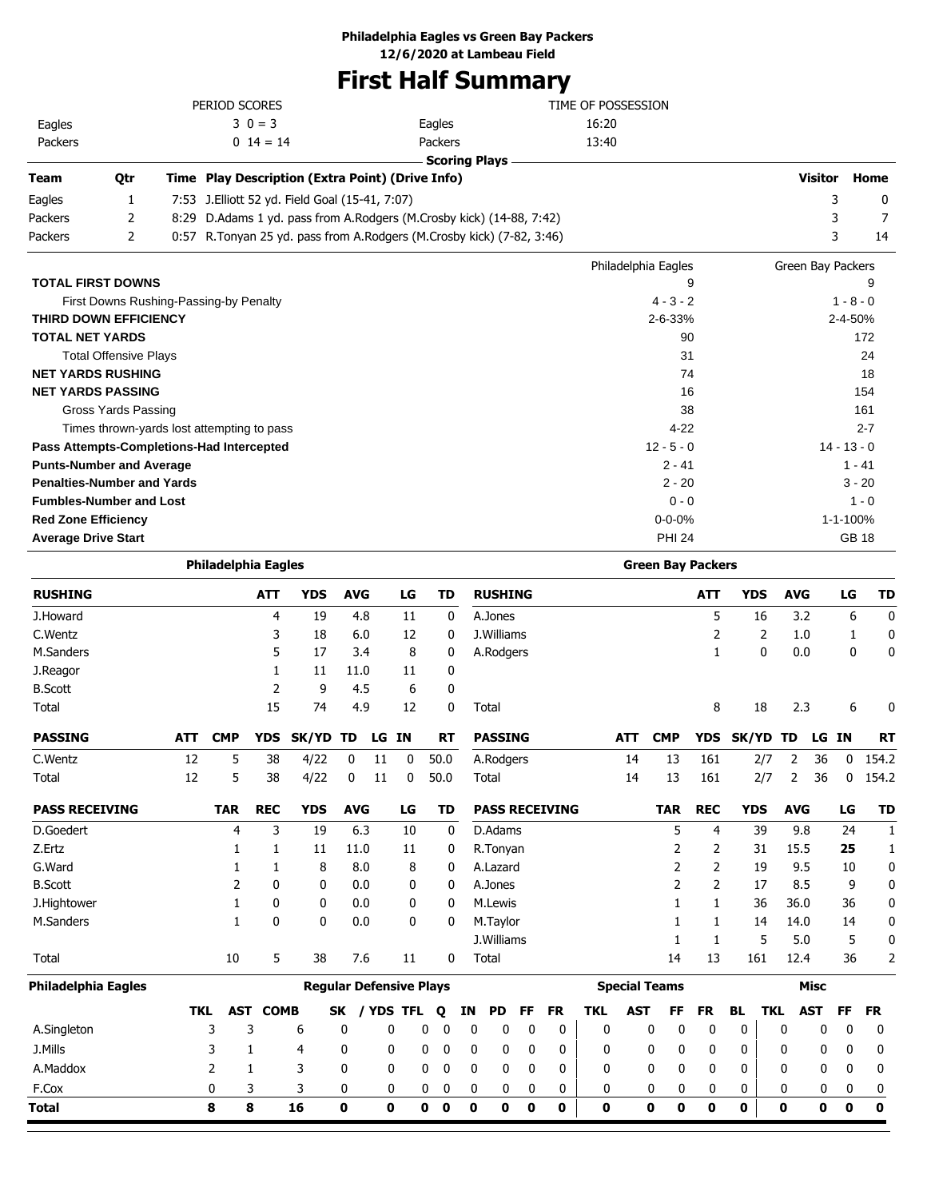**Philadelphia Eagles vs Green Bay Packers**
**12/6/2020 at Lambeau Field**

# First Half Summary

| PERIOD SCORES | | | TIME OF POSSESSION |
|---|---|---|---|
| Eagles | 3 0 = 3 | Eagles | 16:20 |
| Packers | 0 14 = 14 | Packers | 13:40 |

**Scoring Plays**

| Team | Qtr | Time | Play Description (Extra Point) (Drive Info) | Visitor | Home |
|---|---|---|---|---|---|
| Eagles | 1 | 7:53 | J.Elliott 52 yd. Field Goal (15-41, 7:07) | 3 | 0 |
| Packers | 2 | 8:29 | D.Adams 1 yd. pass from A.Rodgers (M.Crosby kick) (14-88, 7:42) | 3 | 7 |
| Packers | 2 | 0:57 | R.Tonyan 25 yd. pass from A.Rodgers (M.Crosby kick) (7-82, 3:46) | 3 | 14 |

| | Philadelphia Eagles | Green Bay Packers |
|---|---|---|
| **TOTAL FIRST DOWNS** | 9 | 9 |
| First Downs Rushing-Passing-by Penalty | 4 - 3 - 2 | 1 - 8 - 0 |
| **THIRD DOWN EFFICIENCY** | 2-6-33% | 2-4-50% |
| **TOTAL NET YARDS** | 90 | 172 |
| Total Offensive Plays | 31 | 24 |
| **NET YARDS RUSHING** | 74 | 18 |
| **NET YARDS PASSING** | 16 | 154 |
| Gross Yards Passing | 38 | 161 |
| Times thrown-yards lost attempting to pass | 4-22 | 2-7 |
| **Pass Attempts-Completions-Had Intercepted** | 12 - 5 - 0 | 14 - 13 - 0 |
| **Punts-Number and Average** | 2 - 41 | 1 - 41 |
| **Penalties-Number and Yards** | 2 - 20 | 3 - 20 |
| **Fumbles-Number and Lost** | 0 - 0 | 1 - 0 |
| **Red Zone Efficiency** | 0-0-0% | 1-1-100% |
| **Average Drive Start** | PHI 24 | GB 18 |

**Philadelphia Eagles**

| RUSHING | ATT | YDS | AVG | LG | TD |
|---|---|---|---|---|---|
| J.Howard | 4 | 19 | 4.8 | 11 | 0 |
| C.Wentz | 3 | 18 | 6.0 | 12 | 0 |
| M.Sanders | 5 | 17 | 3.4 | 8 | 0 |
| J.Reagor | 1 | 11 | 11.0 | 11 | 0 |
| B.Scott | 2 | 9 | 4.5 | 6 | 0 |
| Total | 15 | 74 | 4.9 | 12 | 0 |

| PASSING | ATT | CMP | YDS | SK/YD | TD | LG | IN | RT |
|---|---|---|---|---|---|---|---|---|
| C.Wentz | 12 | 5 | 38 | 4/22 | 0 | 11 | 0 | 50.0 |
| Total | 12 | 5 | 38 | 4/22 | 0 | 11 | 0 | 50.0 |

| PASS RECEIVING | TAR | REC | YDS | AVG | LG | TD |
|---|---|---|---|---|---|---|
| D.Goedert | 4 | 3 | 19 | 6.3 | 10 | 0 |
| Z.Ertz | 1 | 1 | 11 | 11.0 | 11 | 0 |
| G.Ward | 1 | 1 | 8 | 8.0 | 8 | 0 |
| B.Scott | 2 | 0 | 0 | 0.0 | 0 | 0 |
| J.Hightower | 1 | 0 | 0 | 0.0 | 0 | 0 |
| M.Sanders | 1 | 0 | 0 | 0.0 | 0 | 0 |
| Total | 10 | 5 | 38 | 7.6 | 11 | 0 |

**Green Bay Packers**

| RUSHING | ATT | YDS | AVG | LG | TD |
|---|---|---|---|---|---|
| A.Jones | 5 | 16 | 3.2 | 6 | 0 |
| J.Williams | 2 | 2 | 1.0 | 1 | 0 |
| A.Rodgers | 1 | 0 | 0.0 | 0 | 0 |
| Total | 8 | 18 | 2.3 | 6 | 0 |

| PASSING | ATT | CMP | YDS | SK/YD | TD | LG | IN | RT |
|---|---|---|---|---|---|---|---|---|
| A.Rodgers | 14 | 13 | 161 | 2/7 | 2 | 36 | 0 | 154.2 |
| Total | 14 | 13 | 161 | 2/7 | 2 | 36 | 0 | 154.2 |

| PASS RECEIVING | TAR | REC | YDS | AVG | LG | TD |
|---|---|---|---|---|---|---|
| D.Adams | 5 | 4 | 39 | 9.8 | 24 | 1 |
| R.Tonyan | 2 | 2 | 31 | 15.5 | **25** | 1 |
| A.Lazard | 2 | 2 | 19 | 9.5 | 10 | 0 |
| A.Jones | 2 | 2 | 17 | 8.5 | 9 | 0 |
| M.Lewis | 1 | 1 | 36 | 36.0 | 36 | 0 |
| M.Taylor | 1 | 1 | 14 | 14.0 | 14 | 0 |
| J.Williams | 1 | 1 | 5 | 5.0 | 5 | 0 |
| Total | 14 | 13 | 161 | 12.4 | 36 | 2 |

**Philadelphia Eagles**

| | Regular Defensive Plays | | | | | | | | | | | | Special Teams | | | | | | Misc | | | |
|---|---|---|---|---|---|---|---|---|---|---|---|---|---|---|---|---|---|---|---|---|---|---|
| | TKL | AST | COMB | SK | / YDS | TFL | Q | IN | PD | FF | FR | TKL | AST | FF | FR | BL | TKL | AST | FF | FR |
| A.Singleton | 3 | 3 | 6 | 0 | 0 | 0 | 0 | 0 | 0 | 0 | 0 | 0 | 0 | 0 | 0 | 0 | 0 | 0 | 0 | 0 |
| J.Mills | 3 | 1 | 4 | 0 | 0 | 0 | 0 | 0 | 0 | 0 | 0 | 0 | 0 | 0 | 0 | 0 | 0 | 0 | 0 | 0 |
| A.Maddox | 2 | 1 | 3 | 0 | 0 | 0 | 0 | 0 | 0 | 0 | 0 | 0 | 0 | 0 | 0 | 0 | 0 | 0 | 0 | 0 |
| F.Cox | 0 | 3 | 3 | 0 | 0 | 0 | 0 | 0 | 0 | 0 | 0 | 0 | 0 | 0 | 0 | 0 | 0 | 0 | 0 | 0 |
| **Total** | **8** | **8** | **16** | **0** | **0** | **0** | **0** | **0** | **0** | **0** | **0** | **0** | **0** | **0** | **0** | **0** | **0** | **0** | **0** | **0** |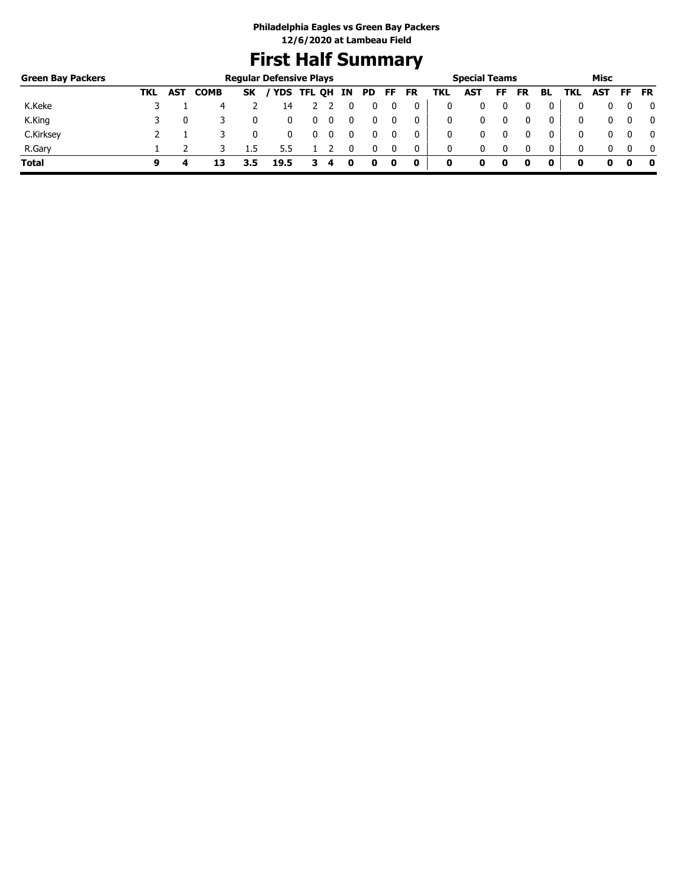**Philadelphia Eagles vs Green Bay Packers**
**12/6/2020 at Lambeau Field**

# First Half Summary

| Green Bay Packers | Regular Defensive Plays | | | | | | | | | | | Special Teams | | | | | | Misc | | | |
|---|---|---|---|---|---|---|---|---|---|---|---|---|---|---|---|---|---|---|---|---|---|
| | TKL | AST | COMB | SK | / YDS | TFL | QH | IN | PD | FF | FR | TKL | AST | FF | FR | BL | TKL | AST | FF | FR |
| K.Keke | 3 | 1 | 4 | 2 | 14 | 2 | 2 | 0 | 0 | 0 | 0 | 0 | 0 | 0 | 0 | 0 | 0 | 0 | 0 | 0 |
| K.King | 3 | 0 | 3 | 0 | 0 | 0 | 0 | 0 | 0 | 0 | 0 | 0 | 0 | 0 | 0 | 0 | 0 | 0 | 0 | 0 |
| C.Kirksey | 2 | 1 | 3 | 0 | 0 | 0 | 0 | 0 | 0 | 0 | 0 | 0 | 0 | 0 | 0 | 0 | 0 | 0 | 0 | 0 |
| R.Gary | 1 | 2 | 3 | 1.5 | 5.5 | 1 | 2 | 0 | 0 | 0 | 0 | 0 | 0 | 0 | 0 | 0 | 0 | 0 | 0 | 0 |
| **Total** | **9** | **4** | **13** | **3.5** | **19.5** | **3** | **4** | **0** | **0** | **0** | **0** | **0** | **0** | **0** | **0** | **0** | **0** | **0** | **0** | **0** |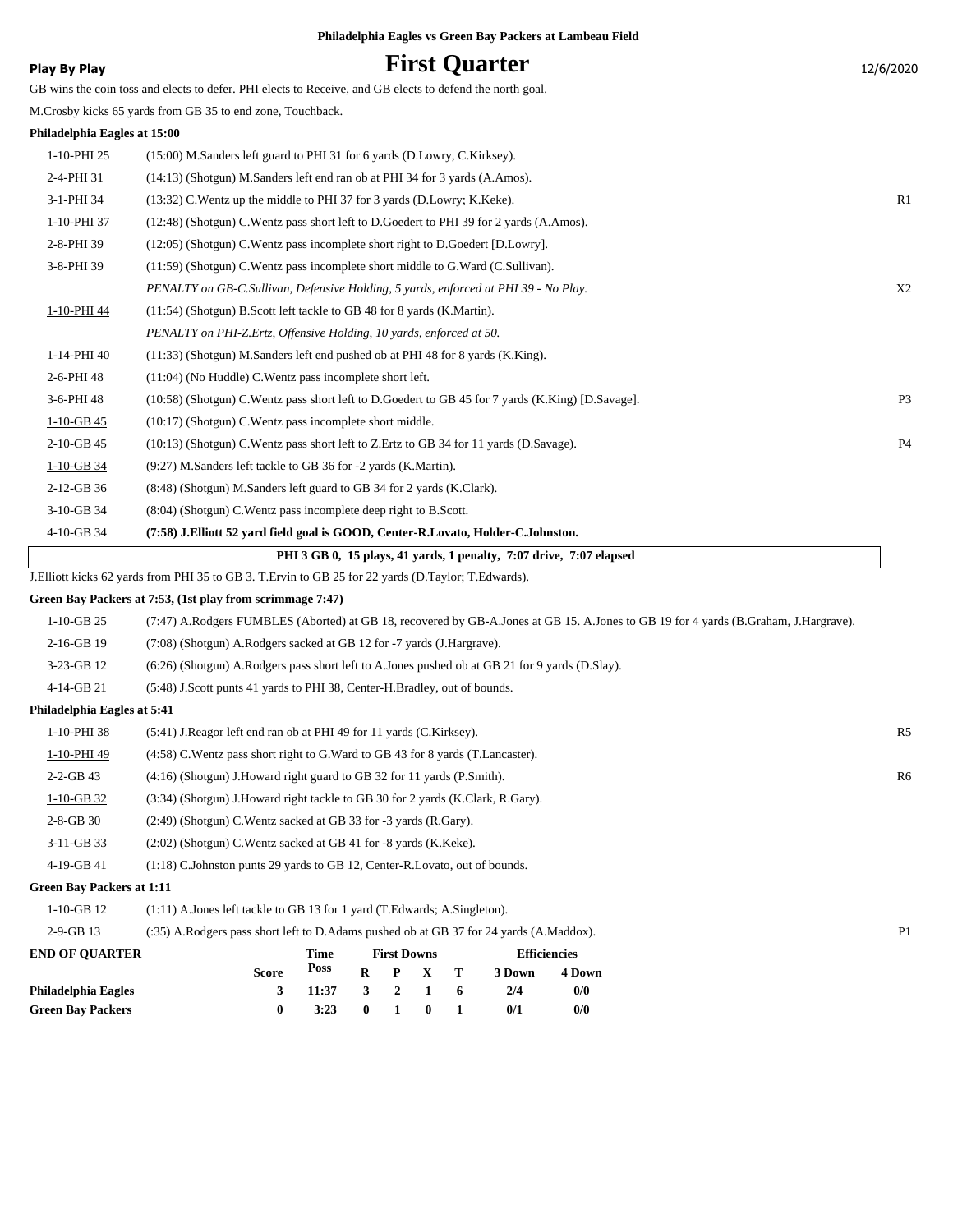**Philadelphia Eagles vs Green Bay Packers at Lambeau Field**

**Play By Play**

# First Quarter

12/6/2020

GB wins the coin toss and elects to defer. PHI elects to Receive, and GB elects to defend the north goal.

M.Crosby kicks 65 yards from GB 35 to end zone, Touchback.

**Philadelphia Eagles at 15:00**

| Down | Play | |
|---|---|---|
| 1-10-PHI 25 | (15:00) M.Sanders left guard to PHI 31 for 6 yards (D.Lowry, C.Kirksey). | |
| 2-4-PHI 31 | (14:13) (Shotgun) M.Sanders left end ran ob at PHI 34 for 3 yards (A.Amos). | |
| 3-1-PHI 34 | (13:32) C.Wentz up the middle to PHI 37 for 3 yards (D.Lowry; K.Keke). | R1 |
| 1-10-PHI 37 | (12:48) (Shotgun) C.Wentz pass short left to D.Goedert to PHI 39 for 2 yards (A.Amos). | |
| 2-8-PHI 39 | (12:05) (Shotgun) C.Wentz pass incomplete short right to D.Goedert [D.Lowry]. | |
| 3-8-PHI 39 | (11:59) (Shotgun) C.Wentz pass incomplete short middle to G.Ward (C.Sullivan). | |
| | *PENALTY on GB-C.Sullivan, Defensive Holding, 5 yards, enforced at PHI 39 - No Play.* | X2 |
| 1-10-PHI 44 | (11:54) (Shotgun) B.Scott left tackle to GB 48 for 8 yards (K.Martin). | |
| | *PENALTY on PHI-Z.Ertz, Offensive Holding, 10 yards, enforced at 50.* | |
| 1-14-PHI 40 | (11:33) (Shotgun) M.Sanders left end pushed ob at PHI 48 for 8 yards (K.King). | |
| 2-6-PHI 48 | (11:04) (No Huddle) C.Wentz pass incomplete short left. | |
| 3-6-PHI 48 | (10:58) (Shotgun) C.Wentz pass short left to D.Goedert to GB 45 for 7 yards (K.King) [D.Savage]. | P3 |
| 1-10-GB 45 | (10:17) (Shotgun) C.Wentz pass incomplete short middle. | |
| 2-10-GB 45 | (10:13) (Shotgun) C.Wentz pass short left to Z.Ertz to GB 34 for 11 yards (D.Savage). | P4 |
| 1-10-GB 34 | (9:27) M.Sanders left tackle to GB 36 for -2 yards (K.Martin). | |
| 2-12-GB 36 | (8:48) (Shotgun) M.Sanders left guard to GB 34 for 2 yards (K.Clark). | |
| 3-10-GB 34 | (8:04) (Shotgun) C.Wentz pass incomplete deep right to B.Scott. | |
| 4-10-GB 34 | **(7:58) J.Elliott 52 yard field goal is GOOD, Center-R.Lovato, Holder-C.Johnston.** | |

**PHI 3 GB 0, 15 plays, 41 yards, 1 penalty, 7:07 drive, 7:07 elapsed**

J.Elliott kicks 62 yards from PHI 35 to GB 3. T.Ervin to GB 25 for 22 yards (D.Taylor; T.Edwards).

**Green Bay Packers at 7:53, (1st play from scrimmage 7:47)**

| Down | Play | |
|---|---|---|
| 1-10-GB 25 | (7:47) A.Rodgers FUMBLES (Aborted) at GB 18, recovered by GB-A.Jones at GB 15. A.Jones to GB 19 for 4 yards (B.Graham, J.Hargrave). | |
| 2-16-GB 19 | (7:08) (Shotgun) A.Rodgers sacked at GB 12 for -7 yards (J.Hargrave). | |
| 3-23-GB 12 | (6:26) (Shotgun) A.Rodgers pass short left to A.Jones pushed ob at GB 21 for 9 yards (D.Slay). | |
| 4-14-GB 21 | (5:48) J.Scott punts 41 yards to PHI 38, Center-H.Bradley, out of bounds. | |

**Philadelphia Eagles at 5:41**

| Down | Play | |
|---|---|---|
| 1-10-PHI 38 | (5:41) J.Reagor left end ran ob at PHI 49 for 11 yards (C.Kirksey). | R5 |
| 1-10-PHI 49 | (4:58) C.Wentz pass short right to G.Ward to GB 43 for 8 yards (T.Lancaster). | |
| 2-2-GB 43 | (4:16) (Shotgun) J.Howard right guard to GB 32 for 11 yards (P.Smith). | R6 |
| 1-10-GB 32 | (3:34) (Shotgun) J.Howard right tackle to GB 30 for 2 yards (K.Clark, R.Gary). | |
| 2-8-GB 30 | (2:49) (Shotgun) C.Wentz sacked at GB 33 for -3 yards (R.Gary). | |
| 3-11-GB 33 | (2:02) (Shotgun) C.Wentz sacked at GB 41 for -8 yards (K.Keke). | |
| 4-19-GB 41 | (1:18) C.Johnston punts 29 yards to GB 12, Center-R.Lovato, out of bounds. | |

**Green Bay Packers at 1:11**

| Down | Play | |
|---|---|---|
| 1-10-GB 12 | (1:11) A.Jones left tackle to GB 13 for 1 yard (T.Edwards; A.Singleton). | |
| 2-9-GB 13 | (:35) A.Rodgers pass short left to D.Adams pushed ob at GB 37 for 24 yards (A.Maddox). | P1 |

| END OF QUARTER | Score | Time Poss | First Downs R | First Downs P | First Downs X | First Downs T | Efficiencies 3 Down | Efficiencies 4 Down |
|---|---|---|---|---|---|---|---|---|
| Philadelphia Eagles | 3 | 11:37 | 3 | 2 | 1 | 6 | 2/4 | 0/0 |
| Green Bay Packers | 0 | 3:23 | 0 | 1 | 0 | 1 | 0/1 | 0/0 |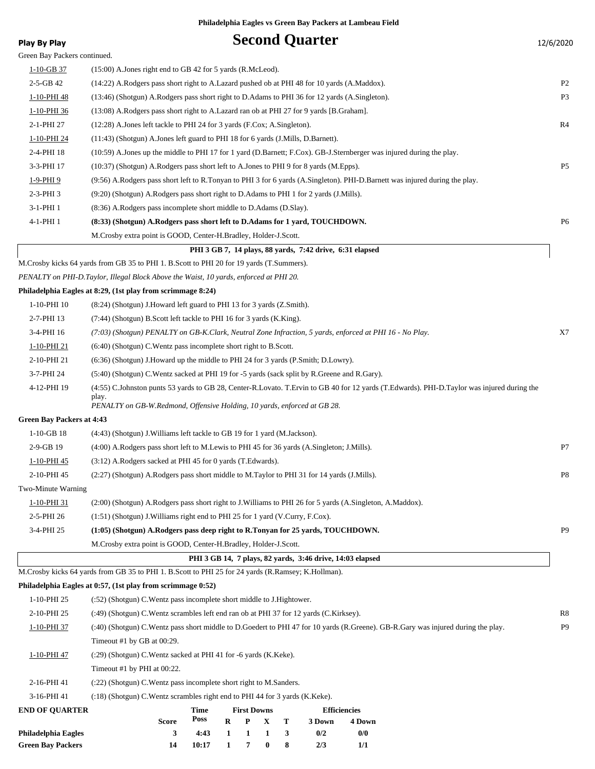**Philadelphia Eagles vs Green Bay Packers at Lambeau Field**

**Play By Play**

# Second Quarter

12/6/2020

Green Bay Packers continued.

| Down | Play | |
|---|---|---|
| 1-10-GB 37 | (15:00) A.Jones right end to GB 42 for 5 yards (R.McLeod). | |
| 2-5-GB 42 | (14:22) A.Rodgers pass short right to A.Lazard pushed ob at PHI 48 for 10 yards (A.Maddox). | P2 |
| 1-10-PHI 48 | (13:46) (Shotgun) A.Rodgers pass short right to D.Adams to PHI 36 for 12 yards (A.Singleton). | P3 |
| 1-10-PHI 36 | (13:08) A.Rodgers pass short right to A.Lazard ran ob at PHI 27 for 9 yards [B.Graham]. | |
| 2-1-PHI 27 | (12:28) A.Jones left tackle to PHI 24 for 3 yards (F.Cox; A.Singleton). | R4 |
| 1-10-PHI 24 | (11:43) (Shotgun) A.Jones left guard to PHI 18 for 6 yards (J.Mills, D.Barnett). | |
| 2-4-PHI 18 | (10:59) A.Jones up the middle to PHI 17 for 1 yard (D.Barnett; F.Cox). GB-J.Sternberger was injured during the play. | |
| 3-3-PHI 17 | (10:37) (Shotgun) A.Rodgers pass short left to A.Jones to PHI 9 for 8 yards (M.Epps). | P5 |
| 1-9-PHI 9 | (9:56) A.Rodgers pass short left to R.Tonyan to PHI 3 for 6 yards (A.Singleton). PHI-D.Barnett was injured during the play. | |
| 2-3-PHI 3 | (9:20) (Shotgun) A.Rodgers pass short right to D.Adams to PHI 1 for 2 yards (J.Mills). | |
| 3-1-PHI 1 | (8:36) A.Rodgers pass incomplete short middle to D.Adams (D.Slay). | |
| 4-1-PHI 1 | **(8:33) (Shotgun) A.Rodgers pass short left to D.Adams for 1 yard, TOUCHDOWN.** | P6 |
| | M.Crosby extra point is GOOD, Center-H.Bradley, Holder-J.Scott. | |

**PHI 3 GB 7, 14 plays, 88 yards, 7:42 drive, 6:31 elapsed**

M.Crosby kicks 64 yards from GB 35 to PHI 1. B.Scott to PHI 20 for 19 yards (T.Summers).

*PENALTY on PHI-D.Taylor, Illegal Block Above the Waist, 10 yards, enforced at PHI 20.*

**Philadelphia Eagles at 8:29, (1st play from scrimmage 8:24)**

| Down | Play | |
|---|---|---|
| 1-10-PHI 10 | (8:24) (Shotgun) J.Howard left guard to PHI 13 for 3 yards (Z.Smith). | |
| 2-7-PHI 13 | (7:44) (Shotgun) B.Scott left tackle to PHI 16 for 3 yards (K.King). | |
| 3-4-PHI 16 | *(7:03) (Shotgun) PENALTY on GB-K.Clark, Neutral Zone Infraction, 5 yards, enforced at PHI 16 - No Play.* | X7 |
| 1-10-PHI 21 | (6:40) (Shotgun) C.Wentz pass incomplete short right to B.Scott. | |
| 2-10-PHI 21 | (6:36) (Shotgun) J.Howard up the middle to PHI 24 for 3 yards (P.Smith; D.Lowry). | |
| 3-7-PHI 24 | (5:40) (Shotgun) C.Wentz sacked at PHI 19 for -5 yards (sack split by R.Greene and R.Gary). | |
| 4-12-PHI 19 | (4:55) C.Johnston punts 53 yards to GB 28, Center-R.Lovato. T.Ervin to GB 40 for 12 yards (T.Edwards). PHI-D.Taylor was injured during the play. *PENALTY on GB-W.Redmond, Offensive Holding, 10 yards, enforced at GB 28.* | |

**Green Bay Packers at 4:43**

| Down | Play | |
|---|---|---|
| 1-10-GB 18 | (4:43) (Shotgun) J.Williams left tackle to GB 19 for 1 yard (M.Jackson). | |
| 2-9-GB 19 | (4:00) A.Rodgers pass short left to M.Lewis to PHI 45 for 36 yards (A.Singleton; J.Mills). | P7 |
| 1-10-PHI 45 | (3:12) A.Rodgers sacked at PHI 45 for 0 yards (T.Edwards). | |
| 2-10-PHI 45 | (2:27) A.Rodgers pass short middle to M.Taylor to PHI 31 for 14 yards (J.Mills). | P8 |
| Two-Minute Warning | | |
| 1-10-PHI 31 | (2:00) (Shotgun) A.Rodgers pass short right to J.Williams to PHI 26 for 5 yards (A.Singleton, A.Maddox). | |
| 2-5-PHI 26 | (1:51) (Shotgun) J.Williams right end to PHI 25 for 1 yard (V.Curry, F.Cox). | |
| 3-4-PHI 25 | **(1:05) (Shotgun) A.Rodgers pass deep right to R.Tonyan for 25 yards, TOUCHDOWN.** | P9 |
| | M.Crosby extra point is GOOD, Center-H.Bradley, Holder-J.Scott. | |

**PHI 3 GB 14, 7 plays, 82 yards, 3:46 drive, 14:03 elapsed**

M.Crosby kicks 64 yards from GB 35 to PHI 1. B.Scott to PHI 25 for 24 yards (R.Ramsey; K.Hollman).

**Philadelphia Eagles at 0:57, (1st play from scrimmage 0:52)**

| Down | Play | |
|---|---|---|
| 1-10-PHI 25 | (:52) (Shotgun) C.Wentz pass incomplete short middle to J.Hightower. | |
| 2-10-PHI 25 | (:49) (Shotgun) C.Wentz scrambles left end ran ob at PHI 37 for 12 yards (C.Kirksey). | R8 |
| 1-10-PHI 37 | (:40) (Shotgun) C.Wentz pass short middle to D.Goedert to PHI 47 for 10 yards (R.Greene). GB-R.Gary was injured during the play. | P9 |
| | Timeout #1 by GB at 00:29. | |
| 1-10-PHI 47 | (:29) (Shotgun) C.Wentz sacked at PHI 41 for -6 yards (K.Keke). | |
| | Timeout #1 by PHI at 00:22. | |
| 2-16-PHI 41 | (:22) (Shotgun) C.Wentz pass incomplete short right to M.Sanders. | |
| 3-16-PHI 41 | (:18) (Shotgun) C.Wentz scrambles right end to PHI 44 for 3 yards (K.Keke). | |

| END OF QUARTER | Score | Time Poss | First Downs R | P | X | T | Efficiencies 3 Down | 4 Down |
|---|---|---|---|---|---|---|---|---|
| **Philadelphia Eagles** | 3 | 4:43 | 1 | 1 | 1 | 3 | 0/2 | 0/0 |
| **Green Bay Packers** | 14 | 10:17 | 1 | 7 | 0 | 8 | 2/3 | 1/1 |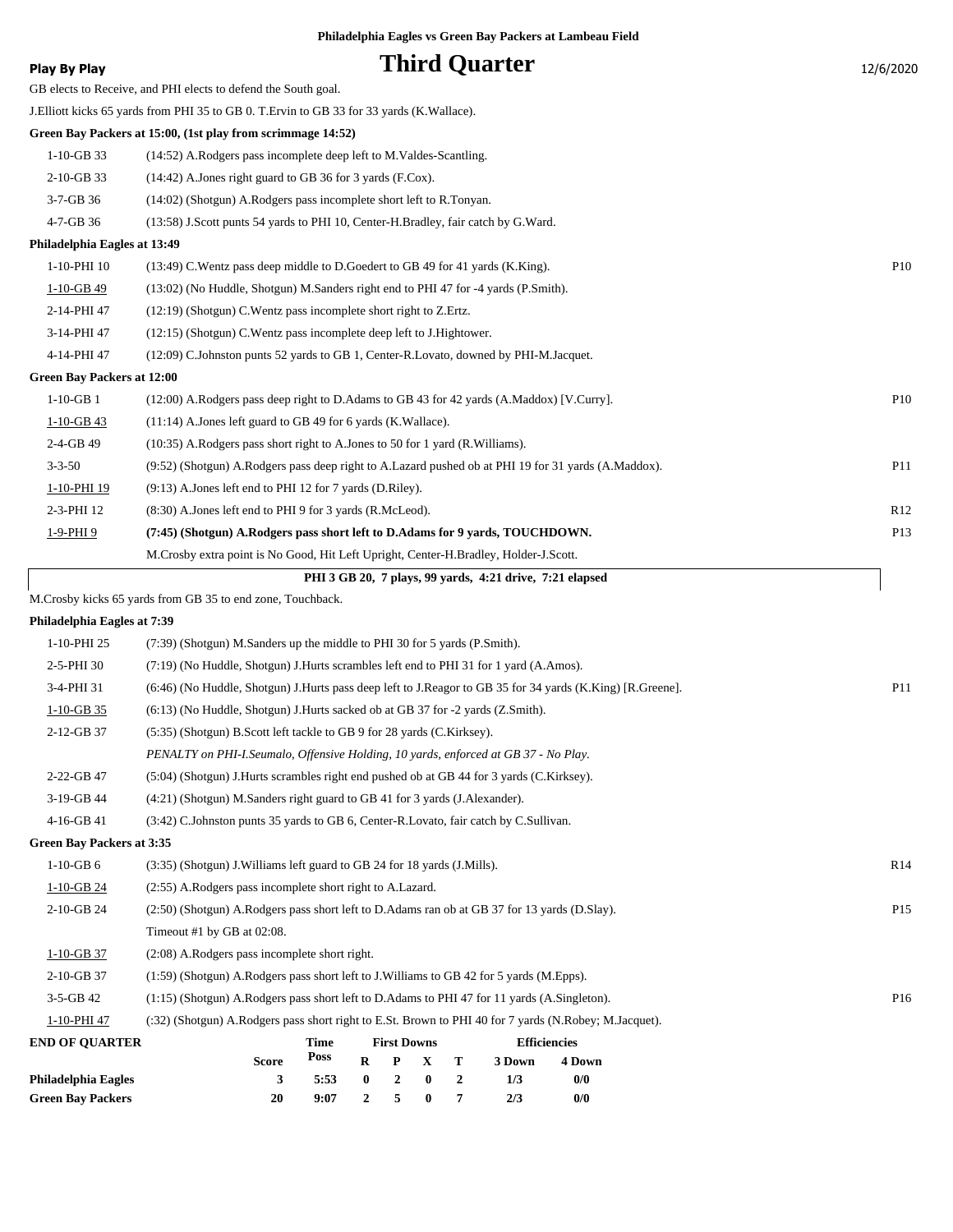**Philadelphia Eagles vs Green Bay Packers at Lambeau Field**

**Play By Play**

# Third Quarter

12/6/2020

GB elects to Receive, and PHI elects to defend the South goal.

J.Elliott kicks 65 yards from PHI 35 to GB 0. T.Ervin to GB 33 for 33 yards (K.Wallace).

**Green Bay Packers at 15:00, (1st play from scrimmage 14:52)**

| Down | Play | |
|---|---|---|
| 1-10-GB 33 | (14:52) A.Rodgers pass incomplete deep left to M.Valdes-Scantling. | |
| 2-10-GB 33 | (14:42) A.Jones right guard to GB 36 for 3 yards (F.Cox). | |
| 3-7-GB 36 | (14:02) (Shotgun) A.Rodgers pass incomplete short left to R.Tonyan. | |
| 4-7-GB 36 | (13:58) J.Scott punts 54 yards to PHI 10, Center-H.Bradley, fair catch by G.Ward. | |

**Philadelphia Eagles at 13:49**

| Down | Play | |
|---|---|---|
| 1-10-PHI 10 | (13:49) C.Wentz pass deep middle to D.Goedert to GB 49 for 41 yards (K.King). | P10 |
| 1-10-GB 49 | (13:02) (No Huddle, Shotgun) M.Sanders right end to PHI 47 for -4 yards (P.Smith). | |
| 2-14-PHI 47 | (12:19) (Shotgun) C.Wentz pass incomplete short right to Z.Ertz. | |
| 3-14-PHI 47 | (12:15) (Shotgun) C.Wentz pass incomplete deep left to J.Hightower. | |
| 4-14-PHI 47 | (12:09) C.Johnston punts 52 yards to GB 1, Center-R.Lovato, downed by PHI-M.Jacquet. | |

**Green Bay Packers at 12:00**

| Down | Play | |
|---|---|---|
| 1-10-GB 1 | (12:00) A.Rodgers pass deep right to D.Adams to GB 43 for 42 yards (A.Maddox) [V.Curry]. | P10 |
| 1-10-GB 43 | (11:14) A.Jones left guard to GB 49 for 6 yards (K.Wallace). | |
| 2-4-GB 49 | (10:35) A.Rodgers pass short right to A.Jones to 50 for 1 yard (R.Williams). | |
| 3-3-50 | (9:52) (Shotgun) A.Rodgers pass deep right to A.Lazard pushed ob at PHI 19 for 31 yards (A.Maddox). | P11 |
| 1-10-PHI 19 | (9:13) A.Jones left end to PHI 12 for 7 yards (D.Riley). | |
| 2-3-PHI 12 | (8:30) A.Jones left end to PHI 9 for 3 yards (R.McLeod). | R12 |
| 1-9-PHI 9 | **(7:45) (Shotgun) A.Rodgers pass short left to D.Adams for 9 yards, TOUCHDOWN.** | P13 |
| | M.Crosby extra point is No Good, Hit Left Upright, Center-H.Bradley, Holder-J.Scott. | |

**PHI 3 GB 20, 7 plays, 99 yards, 4:21 drive, 7:21 elapsed**

M.Crosby kicks 65 yards from GB 35 to end zone, Touchback.

**Philadelphia Eagles at 7:39**

| Down | Play | |
|---|---|---|
| 1-10-PHI 25 | (7:39) (Shotgun) M.Sanders up the middle to PHI 30 for 5 yards (P.Smith). | |
| 2-5-PHI 30 | (7:19) (No Huddle, Shotgun) J.Hurts scrambles left end to PHI 31 for 1 yard (A.Amos). | |
| 3-4-PHI 31 | (6:46) (No Huddle, Shotgun) J.Hurts pass deep left to J.Reagor to GB 35 for 34 yards (K.King) [R.Greene]. | P11 |
| 1-10-GB 35 | (6:13) (No Huddle, Shotgun) J.Hurts sacked ob at GB 37 for -2 yards (Z.Smith). | |
| 2-12-GB 37 | (5:35) (Shotgun) B.Scott left tackle to GB 9 for 28 yards (C.Kirksey). | |
| | *PENALTY on PHI-I.Seumalo, Offensive Holding, 10 yards, enforced at GB 37 - No Play.* | |
| 2-22-GB 47 | (5:04) (Shotgun) J.Hurts scrambles right end pushed ob at GB 44 for 3 yards (C.Kirksey). | |
| 3-19-GB 44 | (4:21) (Shotgun) M.Sanders right guard to GB 41 for 3 yards (J.Alexander). | |
| 4-16-GB 41 | (3:42) C.Johnston punts 35 yards to GB 6, Center-R.Lovato, fair catch by C.Sullivan. | |

**Green Bay Packers at 3:35**

| Down | Play | |
|---|---|---|
| 1-10-GB 6 | (3:35) (Shotgun) J.Williams left guard to GB 24 for 18 yards (J.Mills). | R14 |
| 1-10-GB 24 | (2:55) A.Rodgers pass incomplete short right to A.Lazard. | |
| 2-10-GB 24 | (2:50) (Shotgun) A.Rodgers pass short left to D.Adams ran ob at GB 37 for 13 yards (D.Slay). | P15 |
| | Timeout #1 by GB at 02:08. | |
| 1-10-GB 37 | (2:08) A.Rodgers pass incomplete short right. | |
| 2-10-GB 37 | (1:59) (Shotgun) A.Rodgers pass short left to J.Williams to GB 42 for 5 yards (M.Epps). | |
| 3-5-GB 42 | (1:15) (Shotgun) A.Rodgers pass short left to D.Adams to PHI 47 for 11 yards (A.Singleton). | P16 |
| 1-10-PHI 47 | (:32) (Shotgun) A.Rodgers pass short right to E.St. Brown to PHI 40 for 7 yards (N.Robey; M.Jacquet). | |

**END OF QUARTER**

| | Score | Time Poss | First Downs R | P | X | T | Efficiencies 3 Down | 4 Down |
|---|---|---|---|---|---|---|---|---|
| **Philadelphia Eagles** | 3 | 5:53 | 0 | 2 | 0 | 2 | 1/3 | 0/0 |
| **Green Bay Packers** | 20 | 9:07 | 2 | 5 | 0 | 7 | 2/3 | 0/0 |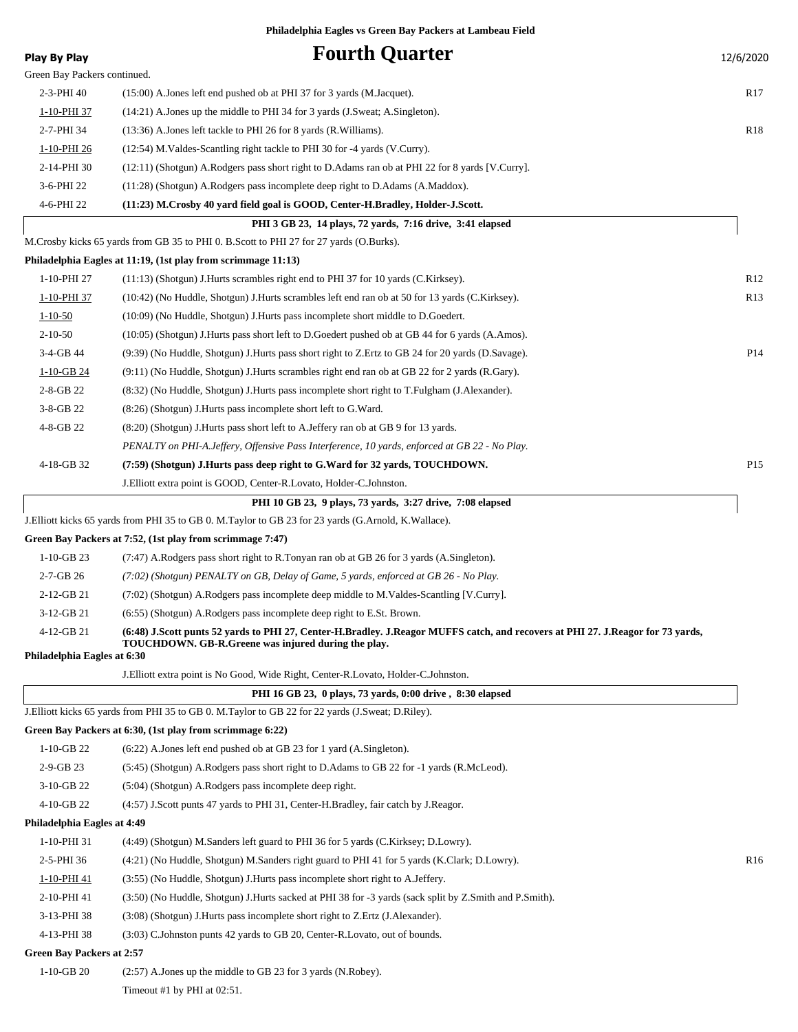**Philadelphia Eagles vs Green Bay Packers at Lambeau Field**

# Fourth Quarter

**Play By Play** 12/6/2020

Green Bay Packers continued.

| Down | Play | |
|---|---|---|
| 2-3-PHI 40 | (15:00) A.Jones left end pushed ob at PHI 37 for 3 yards (M.Jacquet). | R17 |
| 1-10-PHI 37 | (14:21) A.Jones up the middle to PHI 34 for 3 yards (J.Sweat; A.Singleton). | |
| 2-7-PHI 34 | (13:36) A.Jones left tackle to PHI 26 for 8 yards (R.Williams). | R18 |
| 1-10-PHI 26 | (12:54) M.Valdes-Scantling right tackle to PHI 30 for -4 yards (V.Curry). | |
| 2-14-PHI 30 | (12:11) (Shotgun) A.Rodgers pass short right to D.Adams ran ob at PHI 22 for 8 yards [V.Curry]. | |
| 3-6-PHI 22 | (11:28) (Shotgun) A.Rodgers pass incomplete deep right to D.Adams (A.Maddox). | |
| 4-6-PHI 22 | **(11:23) M.Crosby 40 yard field goal is GOOD, Center-H.Bradley, Holder-J.Scott.** | |

**PHI 3 GB 23, 14 plays, 72 yards, 7:16 drive, 3:41 elapsed**

M.Crosby kicks 65 yards from GB 35 to PHI 0. B.Scott to PHI 27 for 27 yards (O.Burks).

**Philadelphia Eagles at 11:19, (1st play from scrimmage 11:13)**

| Down | Play | |
|---|---|---|
| 1-10-PHI 27 | (11:13) (Shotgun) J.Hurts scrambles right end to PHI 37 for 10 yards (C.Kirksey). | R12 |
| 1-10-PHI 37 | (10:42) (No Huddle, Shotgun) J.Hurts scrambles left end ran ob at 50 for 13 yards (C.Kirksey). | R13 |
| 1-10-50 | (10:09) (No Huddle, Shotgun) J.Hurts pass incomplete short middle to D.Goedert. | |
| 2-10-50 | (10:05) (Shotgun) J.Hurts pass short left to D.Goedert pushed ob at GB 44 for 6 yards (A.Amos). | |
| 3-4-GB 44 | (9:39) (No Huddle, Shotgun) J.Hurts pass short right to Z.Ertz to GB 24 for 20 yards (D.Savage). | P14 |
| 1-10-GB 24 | (9:11) (No Huddle, Shotgun) J.Hurts scrambles right end ran ob at GB 22 for 2 yards (R.Gary). | |
| 2-8-GB 22 | (8:32) (No Huddle, Shotgun) J.Hurts pass incomplete short right to T.Fulgham (J.Alexander). | |
| 3-8-GB 22 | (8:26) (Shotgun) J.Hurts pass incomplete short left to G.Ward. | |
| 4-8-GB 22 | (8:20) (Shotgun) J.Hurts pass short left to A.Jeffery ran ob at GB 9 for 13 yards. | |
| | *PENALTY on PHI-A.Jeffery, Offensive Pass Interference, 10 yards, enforced at GB 22 - No Play.* | |
| 4-18-GB 32 | **(7:59) (Shotgun) J.Hurts pass deep right to G.Ward for 32 yards, TOUCHDOWN.** | P15 |
| | J.Elliott extra point is GOOD, Center-R.Lovato, Holder-C.Johnston. | |

**PHI 10 GB 23, 9 plays, 73 yards, 3:27 drive, 7:08 elapsed**

J.Elliott kicks 65 yards from PHI 35 to GB 0. M.Taylor to GB 23 for 23 yards (G.Arnold, K.Wallace).

**Green Bay Packers at 7:52, (1st play from scrimmage 7:47)**

| Down | Play |
|---|---|
| 1-10-GB 23 | (7:47) A.Rodgers pass short right to R.Tonyan ran ob at GB 26 for 3 yards (A.Singleton). |
| 2-7-GB 26 | *(7:02) (Shotgun) PENALTY on GB, Delay of Game, 5 yards, enforced at GB 26 - No Play.* |
| 2-12-GB 21 | (7:02) (Shotgun) A.Rodgers pass incomplete deep middle to M.Valdes-Scantling [V.Curry]. |
| 3-12-GB 21 | (6:55) (Shotgun) A.Rodgers pass incomplete deep right to E.St. Brown. |
| 4-12-GB 21 | **(6:48) J.Scott punts 52 yards to PHI 27, Center-H.Bradley. J.Reagor MUFFS catch, and recovers at PHI 27. J.Reagor for 73 yards, TOUCHDOWN. GB-R.Greene was injured during the play.** |

**Philadelphia Eagles at 6:30**

J.Elliott extra point is No Good, Wide Right, Center-R.Lovato, Holder-C.Johnston.

**PHI 16 GB 23, 0 plays, 73 yards, 0:00 drive , 8:30 elapsed**

J.Elliott kicks 65 yards from PHI 35 to GB 0. M.Taylor to GB 22 for 22 yards (J.Sweat; D.Riley).

**Green Bay Packers at 6:30, (1st play from scrimmage 6:22)**

| Down | Play |
|---|---|
| 1-10-GB 22 | (6:22) A.Jones left end pushed ob at GB 23 for 1 yard (A.Singleton). |
| 2-9-GB 23 | (5:45) (Shotgun) A.Rodgers pass short right to D.Adams to GB 22 for -1 yards (R.McLeod). |
| 3-10-GB 22 | (5:04) (Shotgun) A.Rodgers pass incomplete deep right. |
| 4-10-GB 22 | (4:57) J.Scott punts 47 yards to PHI 31, Center-H.Bradley, fair catch by J.Reagor. |

**Philadelphia Eagles at 4:49**

| Down | Play | |
|---|---|---|
| 1-10-PHI 31 | (4:49) (Shotgun) M.Sanders left guard to PHI 36 for 5 yards (C.Kirksey; D.Lowry). | |
| 2-5-PHI 36 | (4:21) (No Huddle, Shotgun) M.Sanders right guard to PHI 41 for 5 yards (K.Clark; D.Lowry). | R16 |
| 1-10-PHI 41 | (3:55) (No Huddle, Shotgun) J.Hurts pass incomplete short right to A.Jeffery. | |
| 2-10-PHI 41 | (3:50) (No Huddle, Shotgun) J.Hurts sacked at PHI 38 for -3 yards (sack split by Z.Smith and P.Smith). | |
| 3-13-PHI 38 | (3:08) (Shotgun) J.Hurts pass incomplete short right to Z.Ertz (J.Alexander). | |
| 4-13-PHI 38 | (3:03) C.Johnston punts 42 yards to GB 20, Center-R.Lovato, out of bounds. | |

**Green Bay Packers at 2:57**

| Down | Play |
|---|---|
| 1-10-GB 20 | (2:57) A.Jones up the middle to GB 23 for 3 yards (N.Robey). |
| | Timeout #1 by PHI at 02:51. |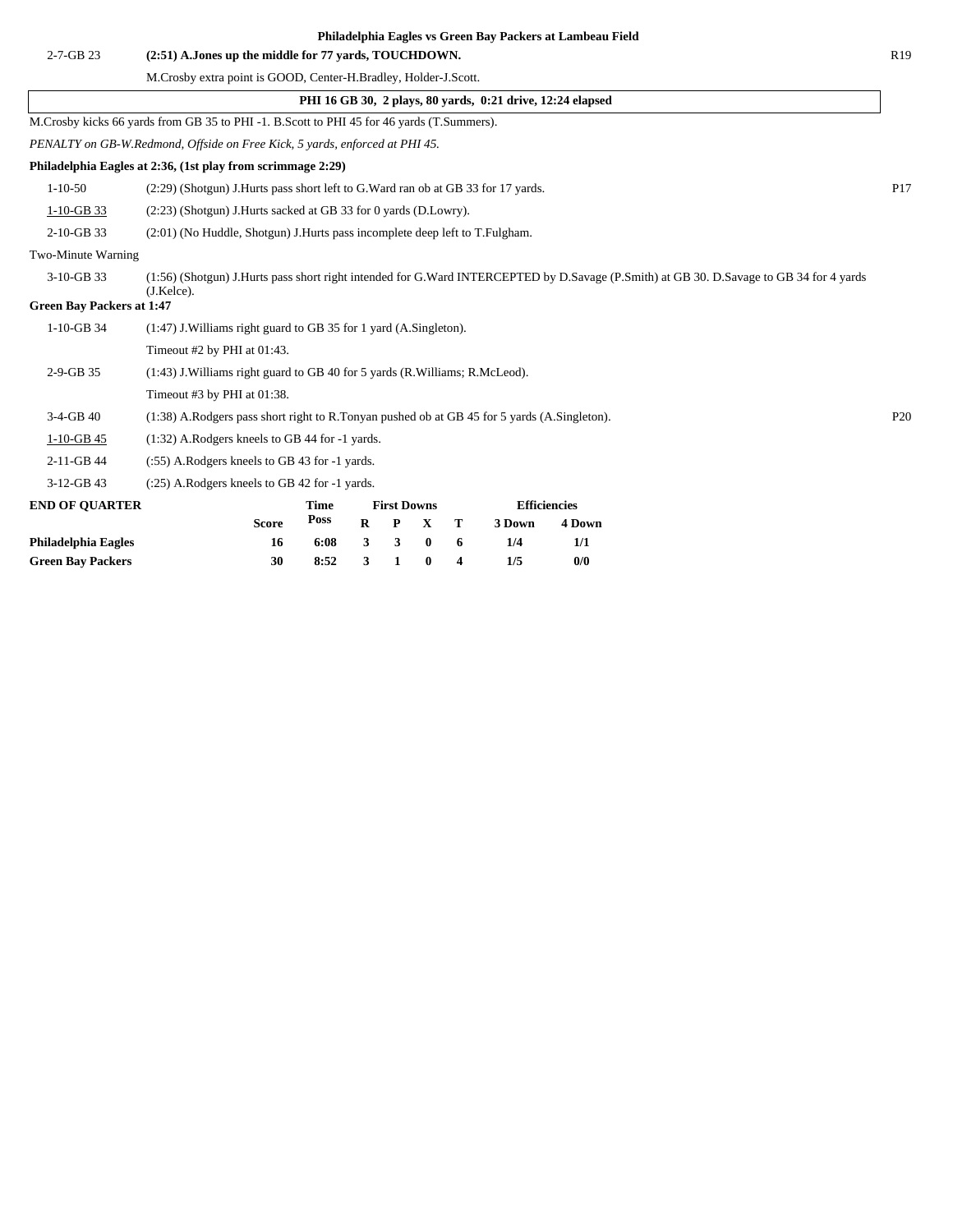**Philadelphia Eagles vs Green Bay Packers at Lambeau Field**

| | | |
|---|---|---|
| 2-7-GB 23 | **(2:51) A.Jones up the middle for 77 yards, TOUCHDOWN.** | R19 |
| | M.Crosby extra point is GOOD, Center-H.Bradley, Holder-J.Scott. | |

**PHI 16 GB 30, 2 plays, 80 yards, 0:21 drive, 12:24 elapsed**

M.Crosby kicks 66 yards from GB 35 to PHI -1. B.Scott to PHI 45 for 46 yards (T.Summers).

*PENALTY on GB-W.Redmond, Offside on Free Kick, 5 yards, enforced at PHI 45.*

**Philadelphia Eagles at 2:36, (1st play from scrimmage 2:29)**

| | | |
|---|---|---|
| 1-10-50 | (2:29) (Shotgun) J.Hurts pass short left to G.Ward ran ob at GB 33 for 17 yards. | P17 |
| 1-10-GB 33 | (2:23) (Shotgun) J.Hurts sacked at GB 33 for 0 yards (D.Lowry). | |
| 2-10-GB 33 | (2:01) (No Huddle, Shotgun) J.Hurts pass incomplete deep left to T.Fulgham. | |
| Two-Minute Warning | | |
| 3-10-GB 33 | (1:56) (Shotgun) J.Hurts pass short right intended for G.Ward INTERCEPTED by D.Savage (P.Smith) at GB 30. D.Savage to GB 34 for 4 yards (J.Kelce). | |

**Green Bay Packers at 1:47**

| | | |
|---|---|---|
| 1-10-GB 34 | (1:47) J.Williams right guard to GB 35 for 1 yard (A.Singleton). | |
| | Timeout #2 by PHI at 01:43. | |
| 2-9-GB 35 | (1:43) J.Williams right guard to GB 40 for 5 yards (R.Williams; R.McLeod). | |
| | Timeout #3 by PHI at 01:38. | |
| 3-4-GB 40 | (1:38) A.Rodgers pass short right to R.Tonyan pushed ob at GB 45 for 5 yards (A.Singleton). | P20 |
| 1-10-GB 45 | (1:32) A.Rodgers kneels to GB 44 for -1 yards. | |
| 2-11-GB 44 | (:55) A.Rodgers kneels to GB 43 for -1 yards. | |
| 3-12-GB 43 | (:25) A.Rodgers kneels to GB 42 for -1 yards. | |

| END OF QUARTER | Score | Time Poss | First Downs R | P | X | T | Efficiencies 3 Down | 4 Down |
|---|---|---|---|---|---|---|---|---|
| **Philadelphia Eagles** | **16** | **6:08** | **3** | **3** | **0** | **6** | **1/4** | **1/1** |
| **Green Bay Packers** | **30** | **8:52** | **3** | **1** | **0** | **4** | **1/5** | **0/0** |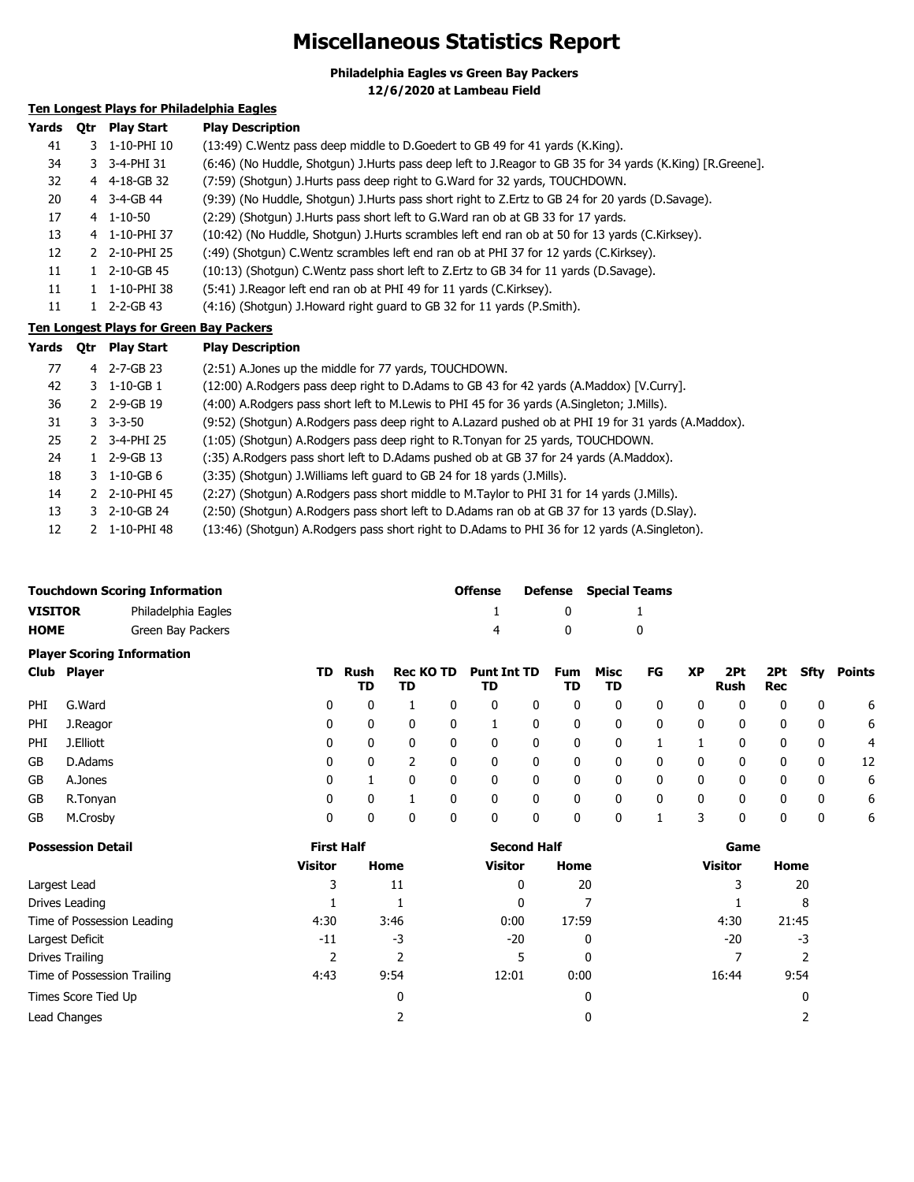# Miscellaneous Statistics Report

**Philadelphia Eagles vs Green Bay Packers**
**12/6/2020 at Lambeau Field**

### Ten Longest Plays for Philadelphia Eagles

| Yards | Qtr | Play Start | Play Description |
|---|---|---|---|
| 41 | 3 | 1-10-PHI 10 | (13:49) C.Wentz pass deep middle to D.Goedert to GB 49 for 41 yards (K.King). |
| 34 | 3 | 3-4-PHI 31 | (6:46) (No Huddle, Shotgun) J.Hurts pass deep left to J.Reagor to GB 35 for 34 yards (K.King) [R.Greene]. |
| 32 | 4 | 4-18-GB 32 | (7:59) (Shotgun) J.Hurts pass deep right to G.Ward for 32 yards, TOUCHDOWN. |
| 20 | 4 | 3-4-GB 44 | (9:39) (No Huddle, Shotgun) J.Hurts pass short right to Z.Ertz to GB 24 for 20 yards (D.Savage). |
| 17 | 4 | 1-10-50 | (2:29) (Shotgun) J.Hurts pass short left to G.Ward ran ob at GB 33 for 17 yards. |
| 13 | 4 | 1-10-PHI 37 | (10:42) (No Huddle, Shotgun) J.Hurts scrambles left end ran ob at 50 for 13 yards (C.Kirksey). |
| 12 | 2 | 2-10-PHI 25 | (:49) (Shotgun) C.Wentz scrambles left end ran ob at PHI 37 for 12 yards (C.Kirksey). |
| 11 | 1 | 2-10-GB 45 | (10:13) (Shotgun) C.Wentz pass short left to Z.Ertz to GB 34 for 11 yards (D.Savage). |
| 11 | 1 | 1-10-PHI 38 | (5:41) J.Reagor left end ran ob at PHI 49 for 11 yards (C.Kirksey). |
| 11 | 1 | 2-2-GB 43 | (4:16) (Shotgun) J.Howard right guard to GB 32 for 11 yards (P.Smith). |

### Ten Longest Plays for Green Bay Packers

| Yards | Qtr | Play Start | Play Description |
|---|---|---|---|
| 77 | 4 | 2-7-GB 23 | (2:51) A.Jones up the middle for 77 yards, TOUCHDOWN. |
| 42 | 3 | 1-10-GB 1 | (12:00) A.Rodgers pass deep right to D.Adams to GB 43 for 42 yards (A.Maddox) [V.Curry]. |
| 36 | 2 | 2-9-GB 19 | (4:00) A.Rodgers pass short left to M.Lewis to PHI 45 for 36 yards (A.Singleton; J.Mills). |
| 31 | 3 | 3-3-50 | (9:52) (Shotgun) A.Rodgers pass deep right to A.Lazard pushed ob at PHI 19 for 31 yards (A.Maddox). |
| 25 | 2 | 3-4-PHI 25 | (1:05) (Shotgun) A.Rodgers pass deep right to R.Tonyan for 25 yards, TOUCHDOWN. |
| 24 | 1 | 2-9-GB 13 | (:35) A.Rodgers pass short left to D.Adams pushed ob at GB 37 for 24 yards (A.Maddox). |
| 18 | 3 | 1-10-GB 6 | (3:35) (Shotgun) J.Williams left guard to GB 24 for 18 yards (J.Mills). |
| 14 | 2 | 2-10-PHI 45 | (2:27) (Shotgun) A.Rodgers pass short middle to M.Taylor to PHI 31 for 14 yards (J.Mills). |
| 13 | 3 | 2-10-GB 24 | (2:50) (Shotgun) A.Rodgers pass short left to D.Adams ran ob at GB 37 for 13 yards (D.Slay). |
| 12 | 2 | 1-10-PHI 48 | (13:46) (Shotgun) A.Rodgers pass short right to D.Adams to PHI 36 for 12 yards (A.Singleton). |

### Touchdown Scoring Information

| | | Offense | Defense | Special Teams |
|---|---|---|---|---|
| **VISITOR** | Philadelphia Eagles | 1 | 0 | 1 |
| **HOME** | Green Bay Packers | 4 | 0 | 0 |

### Player Scoring Information

| Club | Player | TD | Rush TD | Rec TD | KO TD | Punt TD | Int TD | Fum TD | Misc TD | FG | XP | 2Pt Rush | 2Pt Rec | Sfty | Points |
|---|---|---|---|---|---|---|---|---|---|---|---|---|---|---|---|
| PHI | G.Ward | 0 | 0 | 1 | 0 | 0 | 0 | 0 | 0 | 0 | 0 | 0 | 0 | 0 | 6 |
| PHI | J.Reagor | 0 | 0 | 0 | 0 | 1 | 0 | 0 | 0 | 0 | 0 | 0 | 0 | 0 | 6 |
| PHI | J.Elliott | 0 | 0 | 0 | 0 | 0 | 0 | 0 | 0 | 1 | 1 | 0 | 0 | 0 | 4 |
| GB | D.Adams | 0 | 0 | 2 | 0 | 0 | 0 | 0 | 0 | 0 | 0 | 0 | 0 | 0 | 12 |
| GB | A.Jones | 0 | 1 | 0 | 0 | 0 | 0 | 0 | 0 | 0 | 0 | 0 | 0 | 0 | 6 |
| GB | R.Tonyan | 0 | 0 | 1 | 0 | 0 | 0 | 0 | 0 | 0 | 0 | 0 | 0 | 0 | 6 |
| GB | M.Crosby | 0 | 0 | 0 | 0 | 0 | 0 | 0 | 0 | 1 | 3 | 0 | 0 | 0 | 6 |

### Possession Detail

| | First Half | | Second Half | | Game | |
|---|---|---|---|---|---|---|
| | Visitor | Home | Visitor | Home | Visitor | Home |
| Largest Lead | 3 | 11 | 0 | 20 | 3 | 20 |
| Drives Leading | 1 | 1 | 0 | 7 | 1 | 8 |
| Time of Possession Leading | 4:30 | 3:46 | 0:00 | 17:59 | 4:30 | 21:45 |
| Largest Deficit | -11 | -3 | -20 | 0 | -20 | -3 |
| Drives Trailing | 2 | 2 | 5 | 0 | 7 | 2 |
| Time of Possession Trailing | 4:43 | 9:54 | 12:01 | 0:00 | 16:44 | 9:54 |
| Times Score Tied Up | | 0 | | 0 | | 0 |
| Lead Changes | | 2 | | 0 | | 2 |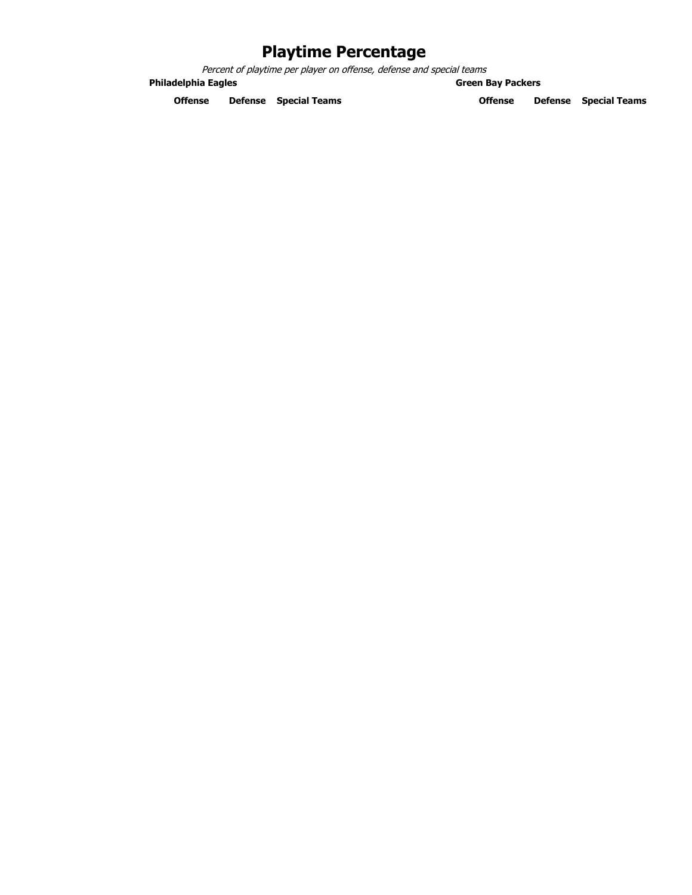# Playtime Percentage

*Percent of playtime per player on offense, defense and special teams*

**Philadelphia Eagles**

| Offense | Defense | Special Teams |
|---|---|---|

**Green Bay Packers**

| Offense | Defense | Special Teams |
|---|---|---|